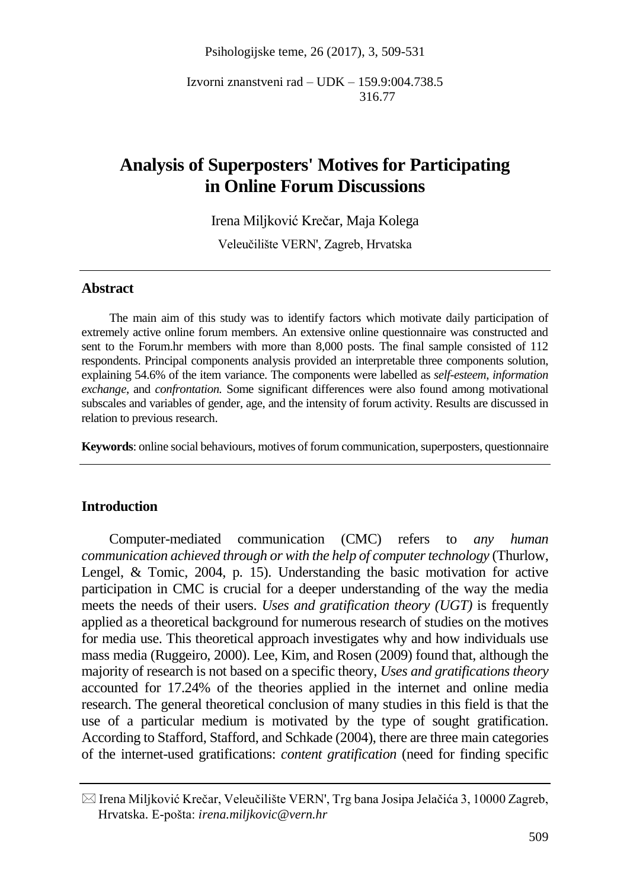Izvorni znanstveni rad – UDK – 159.9:004.738.5
316.77

# Analysis of Superposters' Motives for Participating in Online Forum Discussions

Irena Miljković Krečar, Maja Kolega

Veleučilište VERN', Zagreb, Hrvatska

## Abstract

The main aim of this study was to identify factors which motivate daily participation of extremely active online forum members. An extensive online questionnaire was constructed and sent to the Forum.hr members with more than 8,000 posts. The final sample consisted of 112 respondents. Principal components analysis provided an interpretable three components solution, explaining 54.6% of the item variance. The components were labelled as *self-esteem*, *information exchange*, and *confrontation.* Some significant differences were also found among motivational subscales and variables of gender, age, and the intensity of forum activity. Results are discussed in relation to previous research.

**Keywords**: online social behaviours, motives of forum communication, superposters, questionnaire

## Introduction

Computer-mediated communication (CMC) refers to *any human communication achieved through or with the help of computer technology* (Thurlow, Lengel, & Tomic, 2004, p. 15). Understanding the basic motivation for active participation in CMC is crucial for a deeper understanding of the way the media meets the needs of their users. *Uses and gratification theory (UGT)* is frequently applied as a theoretical background for numerous research of studies on the motives for media use. This theoretical approach investigates why and how individuals use mass media (Ruggeiro, 2000). Lee, Kim, and Rosen (2009) found that, although the majority of research is not based on a specific theory, *Uses and gratifications theory* accounted for 17.24% of the theories applied in the internet and online media research. The general theoretical conclusion of many studies in this field is that the use of a particular medium is motivated by the type of sought gratification. According to Stafford, Stafford, and Schkade (2004), there are three main categories of the internet-used gratifications: *content gratification* (need for finding specific

✉ Irena Miljković Krečar, Veleučilište VERN', Trg bana Josipa Jelačića 3, 10000 Zagreb, Hrvatska. E-pošta: *irena.miljkovic@vern.hr*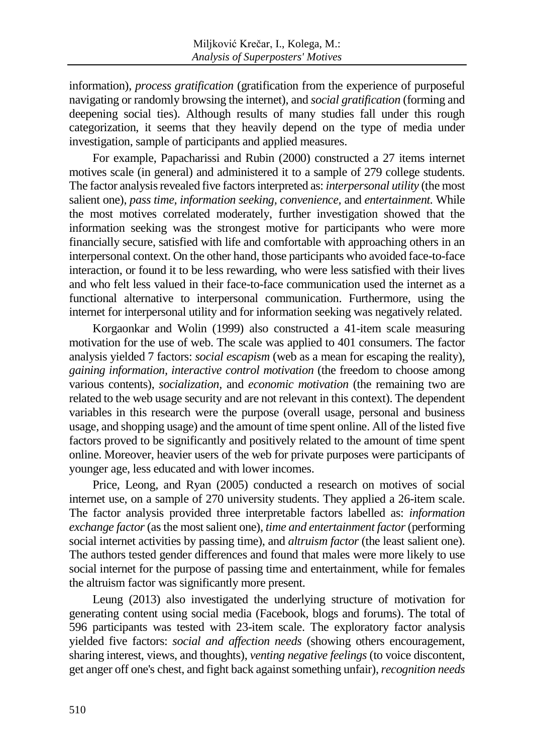information), *process gratification* (gratification from the experience of purposeful navigating or randomly browsing the internet), and *social gratification* (forming and deepening social ties). Although results of many studies fall under this rough categorization, it seems that they heavily depend on the type of media under investigation, sample of participants and applied measures.

For example, Papacharissi and Rubin (2000) constructed a 27 items internet motives scale (in general) and administered it to a sample of 279 college students. The factor analysis revealed five factors interpreted as: *interpersonal utility* (the most salient one), *pass time, information seeking, convenience,* and *entertainment.* While the most motives correlated moderately, further investigation showed that the information seeking was the strongest motive for participants who were more financially secure, satisfied with life and comfortable with approaching others in an interpersonal context. On the other hand, those participants who avoided face-to-face interaction, or found it to be less rewarding, who were less satisfied with their lives and who felt less valued in their face-to-face communication used the internet as a functional alternative to interpersonal communication. Furthermore, using the internet for interpersonal utility and for information seeking was negatively related.

Korgaonkar and Wolin (1999) also constructed a 41-item scale measuring motivation for the use of web. The scale was applied to 401 consumers. The factor analysis yielded 7 factors: *social escapism* (web as a mean for escaping the reality), *gaining information, interactive control motivation* (the freedom to choose among various contents), *socialization,* and *economic motivation* (the remaining two are related to the web usage security and are not relevant in this context). The dependent variables in this research were the purpose (overall usage, personal and business usage, and shopping usage) and the amount of time spent online. All of the listed five factors proved to be significantly and positively related to the amount of time spent online. Moreover, heavier users of the web for private purposes were participants of younger age, less educated and with lower incomes.

Price, Leong, and Ryan (2005) conducted a research on motives of social internet use, on a sample of 270 university students. They applied a 26-item scale. The factor analysis provided three interpretable factors labelled as: *information exchange factor* (as the most salient one), *time and entertainment factor* (performing social internet activities by passing time), and *altruism factor* (the least salient one). The authors tested gender differences and found that males were more likely to use social internet for the purpose of passing time and entertainment, while for females the altruism factor was significantly more present.

Leung (2013) also investigated the underlying structure of motivation for generating content using social media (Facebook, blogs and forums). The total of 596 participants was tested with 23-item scale. The exploratory factor analysis yielded five factors: *social and affection needs* (showing others encouragement, sharing interest, views, and thoughts), *venting negative feelings* (to voice discontent, get anger off one's chest, and fight back against something unfair), *recognition needs*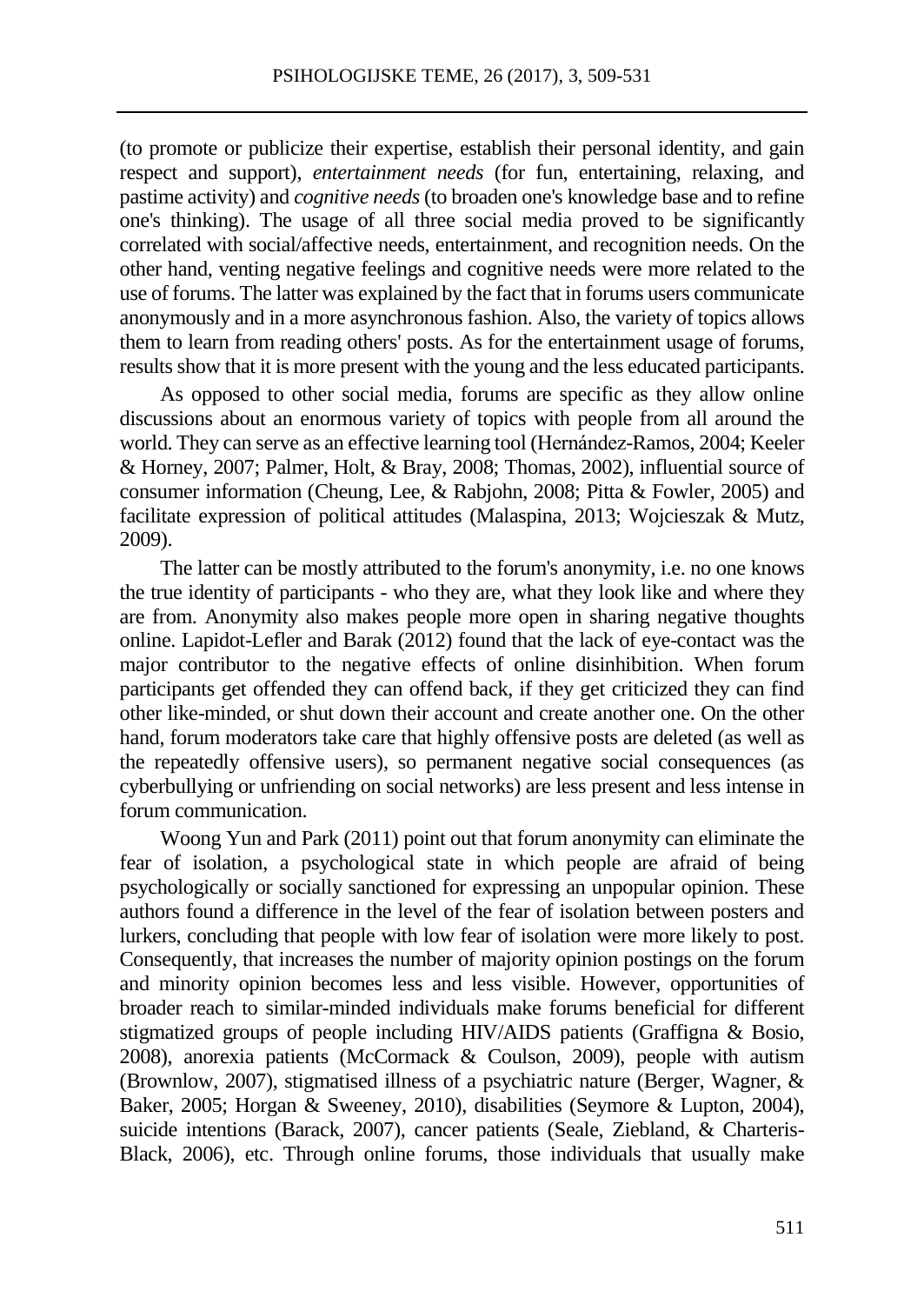(to promote or publicize their expertise, establish their personal identity, and gain respect and support), *entertainment needs* (for fun, entertaining, relaxing, and pastime activity) and *cognitive needs* (to broaden one's knowledge base and to refine one's thinking). The usage of all three social media proved to be significantly correlated with social/affective needs, entertainment, and recognition needs. On the other hand, venting negative feelings and cognitive needs were more related to the use of forums. The latter was explained by the fact that in forums users communicate anonymously and in a more asynchronous fashion. Also, the variety of topics allows them to learn from reading others' posts. As for the entertainment usage of forums, results show that it is more present with the young and the less educated participants.

As opposed to other social media, forums are specific as they allow online discussions about an enormous variety of topics with people from all around the world. They can serve as an effective learning tool (Hernández-Ramos, 2004; Keeler & Horney, 2007; Palmer, Holt, & Bray, 2008; Thomas, 2002), influential source of consumer information (Cheung, Lee, & Rabjohn, 2008; Pitta & Fowler, 2005) and facilitate expression of political attitudes (Malaspina, 2013; Wojcieszak & Mutz, 2009).

The latter can be mostly attributed to the forum's anonymity, i.e. no one knows the true identity of participants - who they are, what they look like and where they are from. Anonymity also makes people more open in sharing negative thoughts online. Lapidot-Lefler and Barak (2012) found that the lack of eye-contact was the major contributor to the negative effects of online disinhibition. When forum participants get offended they can offend back, if they get criticized they can find other like-minded, or shut down their account and create another one. On the other hand, forum moderators take care that highly offensive posts are deleted (as well as the repeatedly offensive users), so permanent negative social consequences (as cyberbullying or unfriending on social networks) are less present and less intense in forum communication.

Woong Yun and Park (2011) point out that forum anonymity can eliminate the fear of isolation, a psychological state in which people are afraid of being psychologically or socially sanctioned for expressing an unpopular opinion. These authors found a difference in the level of the fear of isolation between posters and lurkers, concluding that people with low fear of isolation were more likely to post. Consequently, that increases the number of majority opinion postings on the forum and minority opinion becomes less and less visible. However, opportunities of broader reach to similar-minded individuals make forums beneficial for different stigmatized groups of people including HIV/AIDS patients (Graffigna & Bosio, 2008), anorexia patients (McCormack & Coulson, 2009), people with autism (Brownlow, 2007), stigmatised illness of a psychiatric nature (Berger, Wagner, & Baker, 2005; Horgan & Sweeney, 2010), disabilities (Seymore & Lupton, 2004), suicide intentions (Barack, 2007), cancer patients (Seale, Ziebland, & Charteris-Black, 2006), etc. Through online forums, those individuals that usually make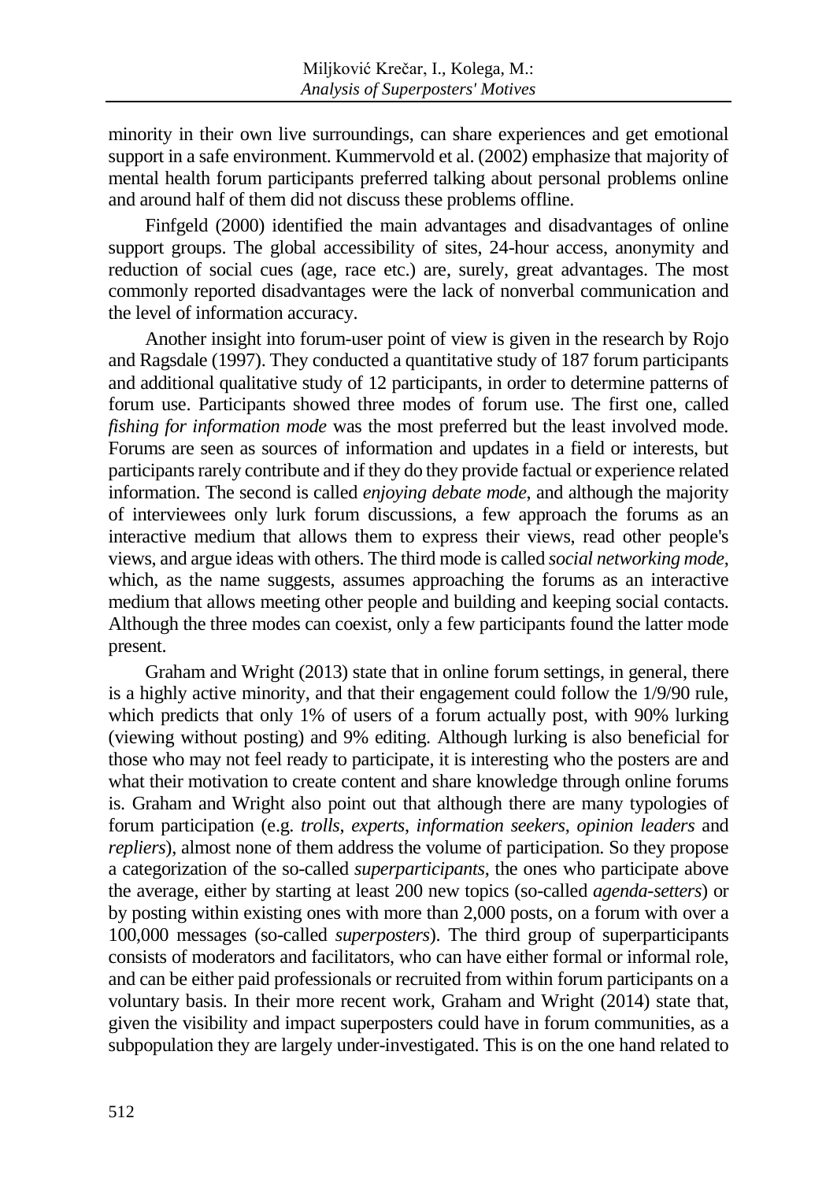minority in their own live surroundings, can share experiences and get emotional support in a safe environment. Kummervold et al. (2002) emphasize that majority of mental health forum participants preferred talking about personal problems online and around half of them did not discuss these problems offline.

Finfgeld (2000) identified the main advantages and disadvantages of online support groups. The global accessibility of sites, 24-hour access, anonymity and reduction of social cues (age, race etc.) are, surely, great advantages. The most commonly reported disadvantages were the lack of nonverbal communication and the level of information accuracy.

Another insight into forum-user point of view is given in the research by Rojo and Ragsdale (1997). They conducted a quantitative study of 187 forum participants and additional qualitative study of 12 participants, in order to determine patterns of forum use. Participants showed three modes of forum use. The first one, called *fishing for information mode* was the most preferred but the least involved mode. Forums are seen as sources of information and updates in a field or interests, but participants rarely contribute and if they do they provide factual or experience related information. The second is called *enjoying debate mode*, and although the majority of interviewees only lurk forum discussions, a few approach the forums as an interactive medium that allows them to express their views, read other people's views, and argue ideas with others. The third mode is called *social networking mode*, which, as the name suggests, assumes approaching the forums as an interactive medium that allows meeting other people and building and keeping social contacts. Although the three modes can coexist, only a few participants found the latter mode present.

Graham and Wright (2013) state that in online forum settings, in general, there is a highly active minority, and that their engagement could follow the 1/9/90 rule, which predicts that only 1% of users of a forum actually post, with 90% lurking (viewing without posting) and 9% editing. Although lurking is also beneficial for those who may not feel ready to participate, it is interesting who the posters are and what their motivation to create content and share knowledge through online forums is. Graham and Wright also point out that although there are many typologies of forum participation (e.g. *trolls*, *experts*, *information seekers*, *opinion leaders* and *repliers*), almost none of them address the volume of participation. So they propose a categorization of the so-called *superparticipants*, the ones who participate above the average, either by starting at least 200 new topics (so-called *agenda-setters*) or by posting within existing ones with more than 2,000 posts, on a forum with over a 100,000 messages (so-called *superposters*). The third group of superparticipants consists of moderators and facilitators, who can have either formal or informal role, and can be either paid professionals or recruited from within forum participants on a voluntary basis. In their more recent work, Graham and Wright (2014) state that, given the visibility and impact superposters could have in forum communities, as a subpopulation they are largely under-investigated. This is on the one hand related to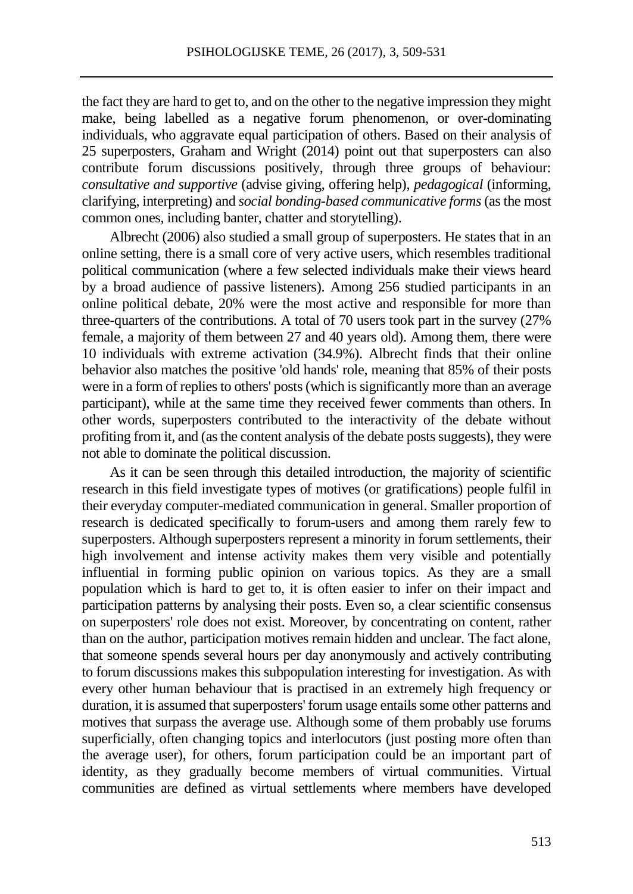the fact they are hard to get to, and on the other to the negative impression they might make, being labelled as a negative forum phenomenon, or over-dominating individuals, who aggravate equal participation of others. Based on their analysis of 25 superposters, Graham and Wright (2014) point out that superposters can also contribute forum discussions positively, through three groups of behaviour: *consultative and supportive* (advise giving, offering help), *pedagogical* (informing, clarifying, interpreting) and *social bonding-based communicative forms* (as the most common ones, including banter, chatter and storytelling).

Albrecht (2006) also studied a small group of superposters. He states that in an online setting, there is a small core of very active users, which resembles traditional political communication (where a few selected individuals make their views heard by a broad audience of passive listeners). Among 256 studied participants in an online political debate, 20% were the most active and responsible for more than three-quarters of the contributions. A total of 70 users took part in the survey (27% female, a majority of them between 27 and 40 years old). Among them, there were 10 individuals with extreme activation (34.9%). Albrecht finds that their online behavior also matches the positive 'old hands' role, meaning that 85% of their posts were in a form of replies to others' posts (which is significantly more than an average participant), while at the same time they received fewer comments than others. In other words, superposters contributed to the interactivity of the debate without profiting from it, and (as the content analysis of the debate posts suggests), they were not able to dominate the political discussion.

As it can be seen through this detailed introduction, the majority of scientific research in this field investigate types of motives (or gratifications) people fulfil in their everyday computer-mediated communication in general. Smaller proportion of research is dedicated specifically to forum-users and among them rarely few to superposters. Although superposters represent a minority in forum settlements, their high involvement and intense activity makes them very visible and potentially influential in forming public opinion on various topics. As they are a small population which is hard to get to, it is often easier to infer on their impact and participation patterns by analysing their posts. Even so, a clear scientific consensus on superposters' role does not exist. Moreover, by concentrating on content, rather than on the author, participation motives remain hidden and unclear. The fact alone, that someone spends several hours per day anonymously and actively contributing to forum discussions makes this subpopulation interesting for investigation. As with every other human behaviour that is practised in an extremely high frequency or duration, it is assumed that superposters' forum usage entails some other patterns and motives that surpass the average use. Although some of them probably use forums superficially, often changing topics and interlocutors (just posting more often than the average user), for others, forum participation could be an important part of identity, as they gradually become members of virtual communities. Virtual communities are defined as virtual settlements where members have developed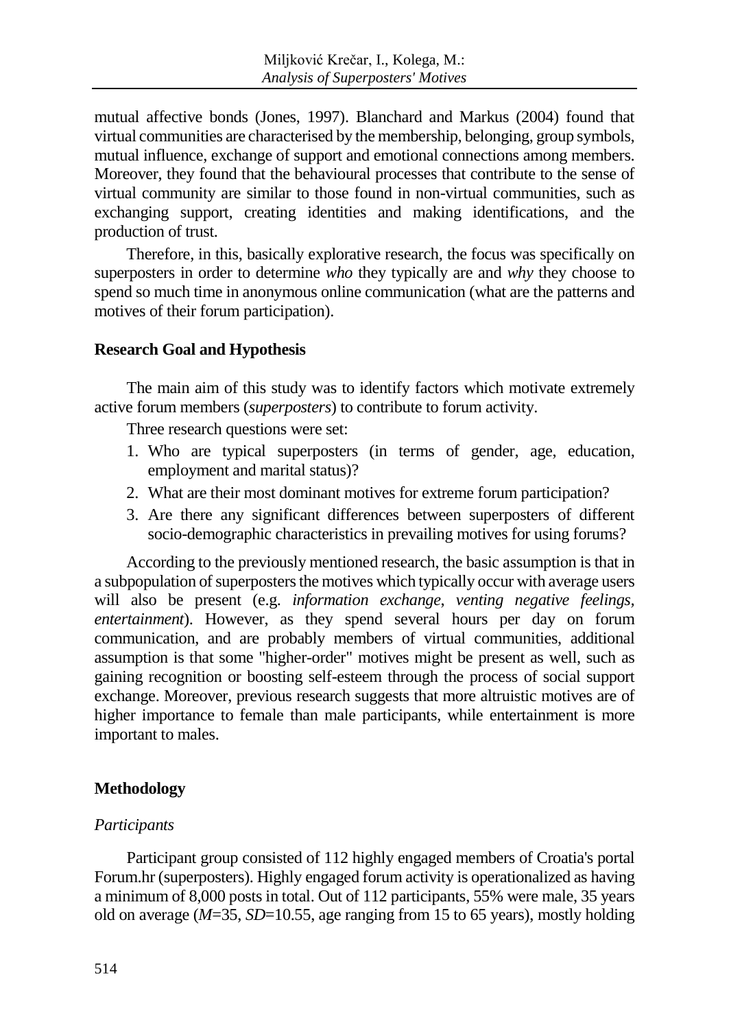mutual affective bonds (Jones, 1997). Blanchard and Markus (2004) found that virtual communities are characterised by the membership, belonging, group symbols, mutual influence, exchange of support and emotional connections among members. Moreover, they found that the behavioural processes that contribute to the sense of virtual community are similar to those found in non-virtual communities, such as exchanging support, creating identities and making identifications, and the production of trust.

Therefore, in this, basically explorative research, the focus was specifically on superposters in order to determine *who* they typically are and *why* they choose to spend so much time in anonymous online communication (what are the patterns and motives of their forum participation).

## Research Goal and Hypothesis

The main aim of this study was to identify factors which motivate extremely active forum members (*superposters*) to contribute to forum activity.

Three research questions were set:

1. Who are typical superposters (in terms of gender, age, education, employment and marital status)?
2. What are their most dominant motives for extreme forum participation?
3. Are there any significant differences between superposters of different socio-demographic characteristics in prevailing motives for using forums?

According to the previously mentioned research, the basic assumption is that in a subpopulation of superposters the motives which typically occur with average users will also be present (e.g. *information exchange*, *venting negative feelings*, *entertainment*). However, as they spend several hours per day on forum communication, and are probably members of virtual communities, additional assumption is that some "higher-order" motives might be present as well, such as gaining recognition or boosting self-esteem through the process of social support exchange. Moreover, previous research suggests that more altruistic motives are of higher importance to female than male participants, while entertainment is more important to males.

## Methodology

### *Participants*

Participant group consisted of 112 highly engaged members of Croatia's portal Forum.hr (superposters). Highly engaged forum activity is operationalized as having a minimum of 8,000 posts in total. Out of 112 participants, 55% were male, 35 years old on average ($M$=35, $SD$=10.55, age ranging from 15 to 65 years), mostly holding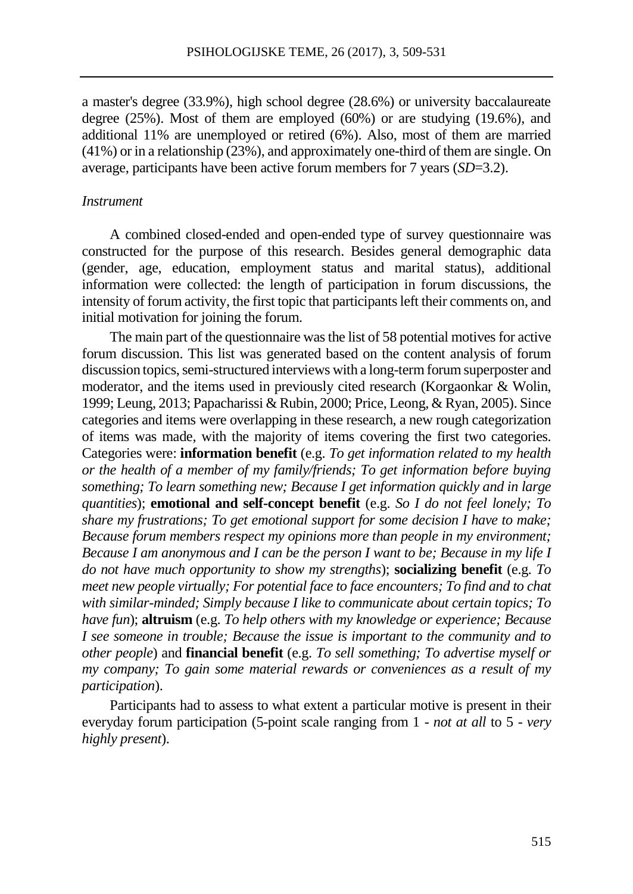a master's degree (33.9%), high school degree (28.6%) or university baccalaureate degree (25%). Most of them are employed (60%) or are studying (19.6%), and additional 11% are unemployed or retired (6%). Also, most of them are married (41%) or in a relationship (23%), and approximately one-third of them are single. On average, participants have been active forum members for 7 years (*SD*=3.2).

*Instrument*

A combined closed-ended and open-ended type of survey questionnaire was constructed for the purpose of this research. Besides general demographic data (gender, age, education, employment status and marital status), additional information were collected: the length of participation in forum discussions, the intensity of forum activity, the first topic that participants left their comments on, and initial motivation for joining the forum.

The main part of the questionnaire was the list of 58 potential motives for active forum discussion. This list was generated based on the content analysis of forum discussion topics, semi-structured interviews with a long-term forum superposter and moderator, and the items used in previously cited research (Korgaonkar & Wolin, 1999; Leung, 2013; Papacharissi & Rubin, 2000; Price, Leong, & Ryan, 2005). Since categories and items were overlapping in these research, a new rough categorization of items was made, with the majority of items covering the first two categories. Categories were: **information benefit** (e.g. *To get information related to my health or the health of a member of my family/friends; To get information before buying something; To learn something new; Because I get information quickly and in large quantities*); **emotional and self-concept benefit** (e.g. *So I do not feel lonely; To share my frustrations; To get emotional support for some decision I have to make; Because forum members respect my opinions more than people in my environment; Because I am anonymous and I can be the person I want to be; Because in my life I do not have much opportunity to show my strengths*); **socializing benefit** (e.g. *To meet new people virtually; For potential face to face encounters; To find and to chat with similar-minded; Simply because I like to communicate about certain topics; To have fun*); **altruism** (e.g. *To help others with my knowledge or experience; Because I see someone in trouble; Because the issue is important to the community and to other people*) and **financial benefit** (e.g. *To sell something; To advertise myself or my company; To gain some material rewards or conveniences as a result of my participation*).

Participants had to assess to what extent a particular motive is present in their everyday forum participation (5-point scale ranging from 1 - *not at all* to 5 - *very highly present*).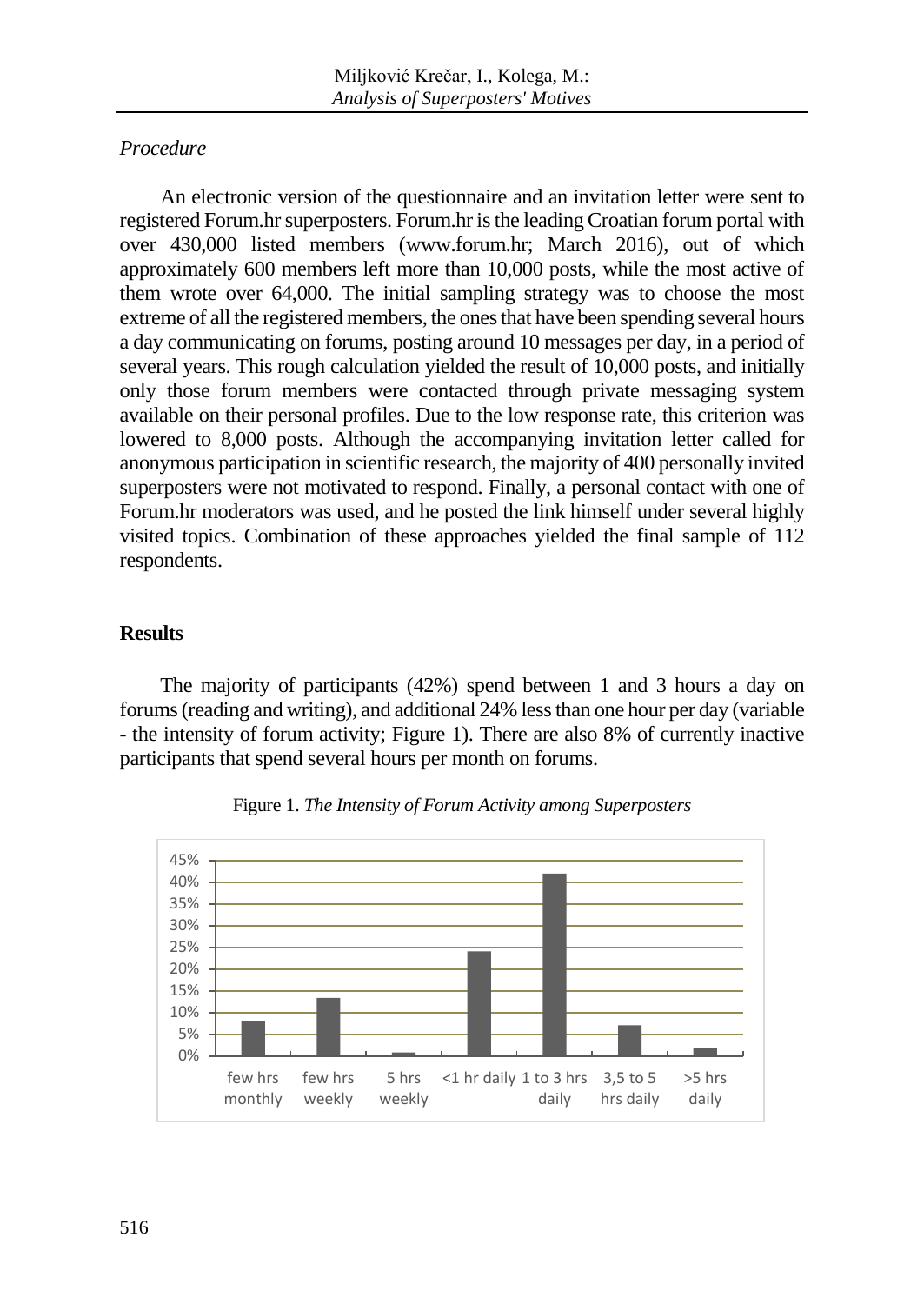*Procedure*

An electronic version of the questionnaire and an invitation letter were sent to registered Forum.hr superposters. Forum.hr is the leading Croatian forum portal with over 430,000 listed members (www.forum.hr; March 2016), out of which approximately 600 members left more than 10,000 posts, while the most active of them wrote over 64,000. The initial sampling strategy was to choose the most extreme of all the registered members, the ones that have been spending several hours a day communicating on forums, posting around 10 messages per day, in a period of several years. This rough calculation yielded the result of 10,000 posts, and initially only those forum members were contacted through private messaging system available on their personal profiles. Due to the low response rate, this criterion was lowered to 8,000 posts. Although the accompanying invitation letter called for anonymous participation in scientific research, the majority of 400 personally invited superposters were not motivated to respond. Finally, a personal contact with one of Forum.hr moderators was used, and he posted the link himself under several highly visited topics. Combination of these approaches yielded the final sample of 112 respondents.

## Results

The majority of participants (42%) spend between 1 and 3 hours a day on forums (reading and writing), and additional 24% less than one hour per day (variable - the intensity of forum activity; Figure 1). There are also 8% of currently inactive participants that spend several hours per month on forums.

Figure 1. *The Intensity of Forum Activity among Superposters*

| Category | Percentage (approx.) |
|---|---|
| few hrs monthly | 8% |
| few hrs weekly | 13% |
| 5 hrs weekly | 1% |
| <1 hr daily | 24% |
| 1 to 3 hrs daily | 42% |
| 3,5 to 5 hrs daily | 7% |
| >5 hrs daily | 2% |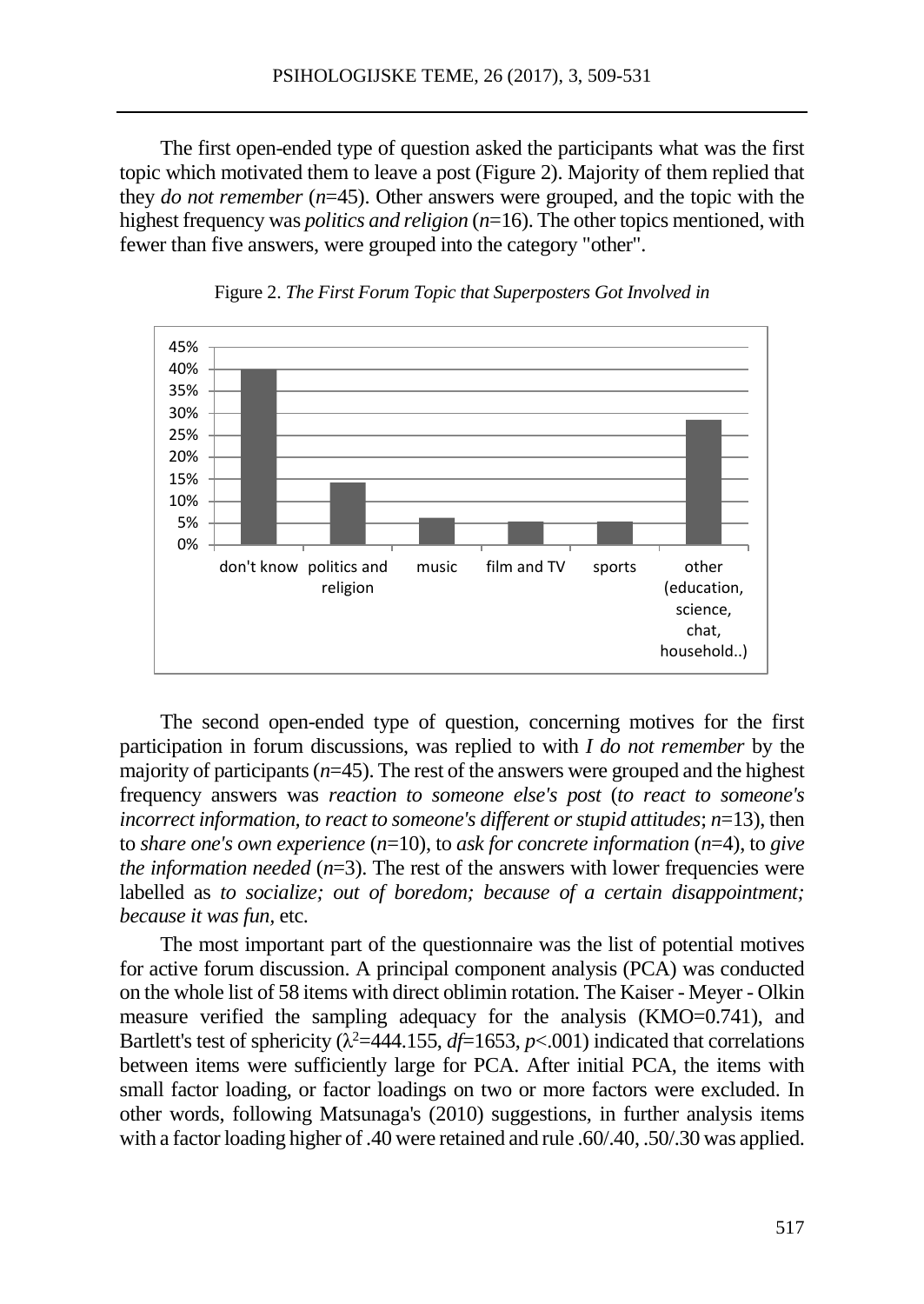The first open-ended type of question asked the participants what was the first topic which motivated them to leave a post (Figure 2). Majority of them replied that they *do not remember* ($n$=45). Other answers were grouped, and the topic with the highest frequency was *politics and religion* ($n$=16). The other topics mentioned, with fewer than five answers, were grouped into the category "other".

Figure 2. *The First Forum Topic that Superposters Got Involved in*

The second open-ended type of question, concerning motives for the first participation in forum discussions, was replied to with *I do not remember* by the majority of participants ($n$=45). The rest of the answers were grouped and the highest frequency answers was *reaction to someone else's post* (*to react to someone's incorrect information, to react to someone's different or stupid attitudes*; $n$=13), then to *share one's own experience* ($n$=10), to *ask for concrete information* ($n$=4), to *give the information needed* ($n$=3). The rest of the answers with lower frequencies were labelled as *to socialize; out of boredom; because of a certain disappointment; because it was fun*, etc.

The most important part of the questionnaire was the list of potential motives for active forum discussion. A principal component analysis (PCA) was conducted on the whole list of 58 items with direct oblimin rotation. The Kaiser - Meyer - Olkin measure verified the sampling adequacy for the analysis (KMO=0.741), and Bartlett's test of sphericity ($\lambda^2$=444.155, $df$=1653, $p$<.001) indicated that correlations between items were sufficiently large for PCA. After initial PCA, the items with small factor loading, or factor loadings on two or more factors were excluded. In other words, following Matsunaga's (2010) suggestions, in further analysis items with a factor loading higher of .40 were retained and rule .60/.40, .50/.30 was applied.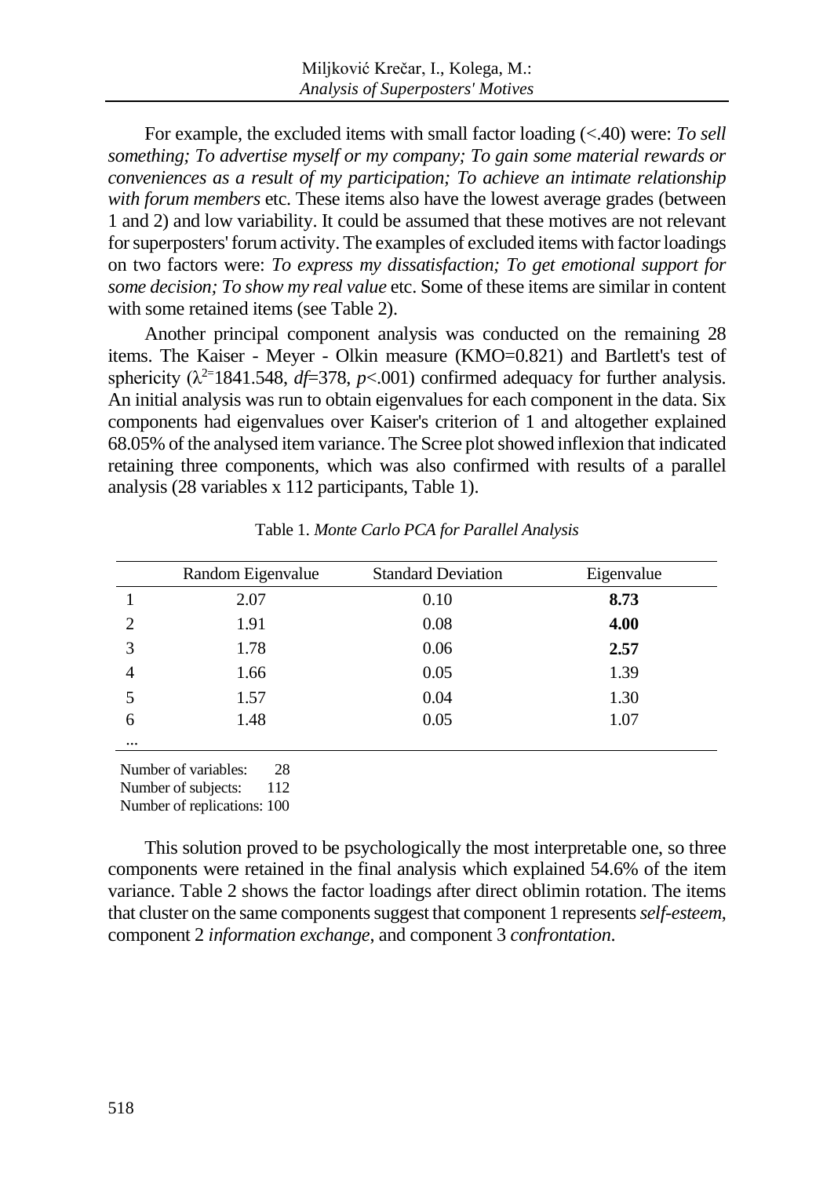For example, the excluded items with small factor loading (<.40) were: *To sell something; To advertise myself or my company; To gain some material rewards or conveniences as a result of my participation; To achieve an intimate relationship with forum members* etc. These items also have the lowest average grades (between 1 and 2) and low variability. It could be assumed that these motives are not relevant for superposters' forum activity. The examples of excluded items with factor loadings on two factors were: *To express my dissatisfaction; To get emotional support for some decision; To show my real value* etc. Some of these items are similar in content with some retained items (see Table 2).

Another principal component analysis was conducted on the remaining 28 items. The Kaiser - Meyer - Olkin measure (KMO=0.821) and Bartlett's test of sphericity ($\lambda^2$=1841.548, *df*=378, *p*<.001) confirmed adequacy for further analysis. An initial analysis was run to obtain eigenvalues for each component in the data. Six components had eigenvalues over Kaiser's criterion of 1 and altogether explained 68.05% of the analysed item variance. The Scree plot showed inflexion that indicated retaining three components, which was also confirmed with results of a parallel analysis (28 variables x 112 participants, Table 1).

Table 1. *Monte Carlo PCA for Parallel Analysis*

| | Random Eigenvalue | Standard Deviation | Eigenvalue |
|---|---|---|---|
| 1 | 2.07 | 0.10 | **8.73** |
| 2 | 1.91 | 0.08 | **4.00** |
| 3 | 1.78 | 0.06 | **2.57** |
| 4 | 1.66 | 0.05 | 1.39 |
| 5 | 1.57 | 0.04 | 1.30 |
| 6 | 1.48 | 0.05 | 1.07 |
| ... | | | |

Number of variables: 28
Number of subjects: 112
Number of replications: 100

This solution proved to be psychologically the most interpretable one, so three components were retained in the final analysis which explained 54.6% of the item variance. Table 2 shows the factor loadings after direct oblimin rotation. The items that cluster on the same components suggest that component 1 represents *self-esteem*, component 2 *information exchange*, and component 3 *confrontation*.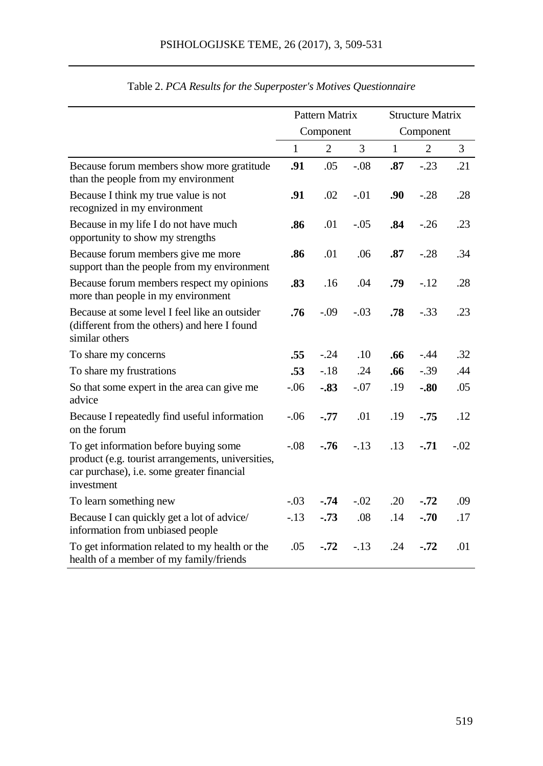Table 2. *PCA Results for the Superposter's Motives Questionnaire*

| | Pattern Matrix | | | Structure Matrix | | |
|---|---|---|---|---|---|---|
| | Component | | | Component | | |
| | 1 | 2 | 3 | 1 | 2 | 3 |
| Because forum members show more gratitude than the people from my environment | **.91** | .05 | -.08 | **.87** | -.23 | .21 |
| Because I think my true value is not recognized in my environment | **.91** | .02 | -.01 | **.90** | -.28 | .28 |
| Because in my life I do not have much opportunity to show my strengths | **.86** | .01 | -.05 | **.84** | -.26 | .23 |
| Because forum members give me more support than the people from my environment | **.86** | .01 | .06 | **.87** | -.28 | .34 |
| Because forum members respect my opinions more than people in my environment | **.83** | .16 | .04 | **.79** | -.12 | .28 |
| Because at some level I feel like an outsider (different from the others) and here I found similar others | **.76** | -.09 | -.03 | **.78** | -.33 | .23 |
| To share my concerns | **.55** | -.24 | .10 | **.66** | -.44 | .32 |
| To share my frustrations | **.53** | -.18 | .24 | **.66** | -.39 | .44 |
| So that some expert in the area can give me advice | -.06 | **-.83** | -.07 | .19 | **-.80** | .05 |
| Because I repeatedly find useful information on the forum | -.06 | **-.77** | .01 | .19 | **-.75** | .12 |
| To get information before buying some product (e.g. tourist arrangements, universities, car purchase), i.e. some greater financial investment | -.08 | **-.76** | -.13 | .13 | **-.71** | -.02 |
| To learn something new | -.03 | **-.74** | -.02 | .20 | **-.72** | .09 |
| Because I can quickly get a lot of advice/information from unbiased people | -.13 | **-.73** | .08 | .14 | **-.70** | .17 |
| To get information related to my health or the health of a member of my family/friends | .05 | **-.72** | -.13 | .24 | **-.72** | .01 |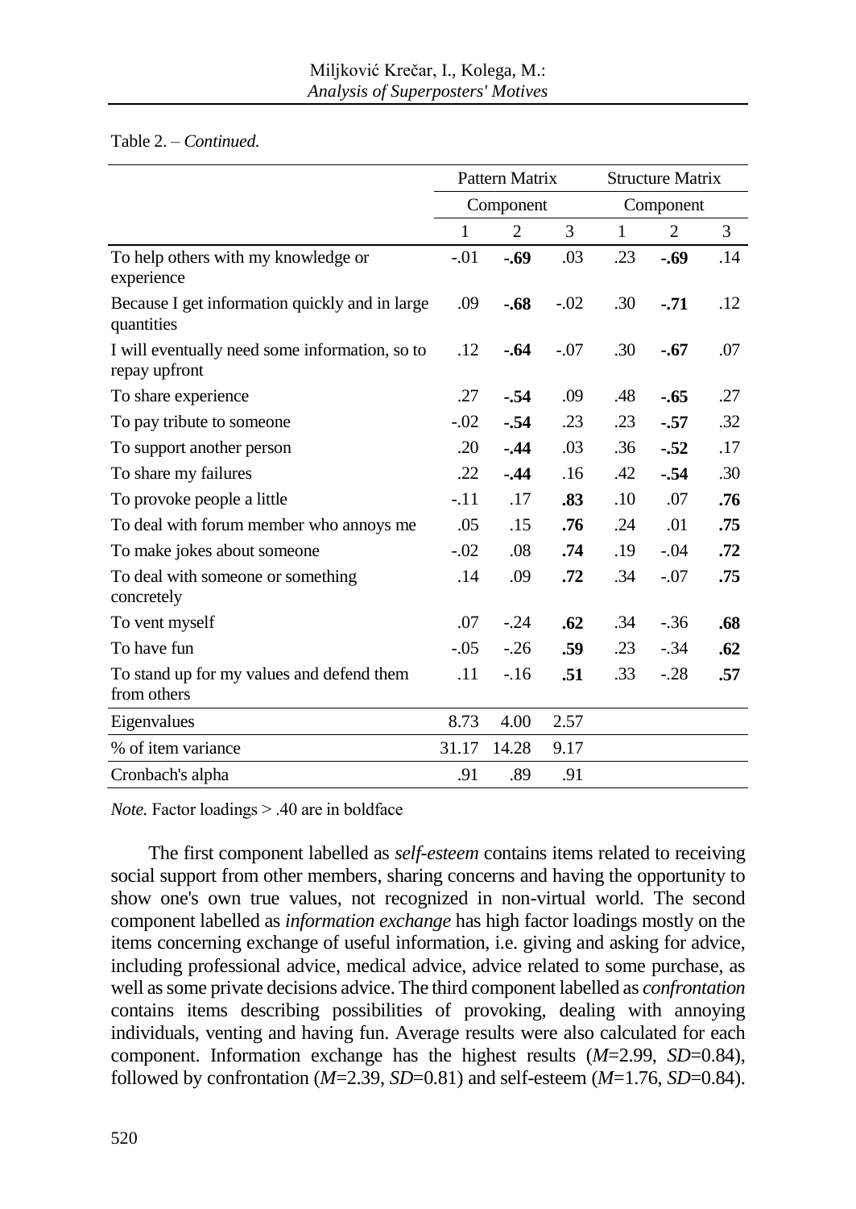Table 2. – *Continued.*

| | Pattern Matrix | | | Structure Matrix | | |
|---|---|---|---|---|---|---|
| | Component | | | Component | | |
| | 1 | 2 | 3 | 1 | 2 | 3 |
| To help others with my knowledge or experience | -.01 | **-.69** | .03 | .23 | **-.69** | .14 |
| Because I get information quickly and in large quantities | .09 | **-.68** | -.02 | .30 | **-.71** | .12 |
| I will eventually need some information, so to repay upfront | .12 | **-.64** | -.07 | .30 | **-.67** | .07 |
| To share experience | .27 | **-.54** | .09 | .48 | **-.65** | .27 |
| To pay tribute to someone | -.02 | **-.54** | .23 | .23 | **-.57** | .32 |
| To support another person | .20 | **-.44** | .03 | .36 | **-.52** | .17 |
| To share my failures | .22 | **-.44** | .16 | .42 | **-.54** | .30 |
| To provoke people a little | -.11 | .17 | **.83** | .10 | .07 | **.76** |
| To deal with forum member who annoys me | .05 | .15 | **.76** | .24 | .01 | **.75** |
| To make jokes about someone | -.02 | .08 | **.74** | .19 | -.04 | **.72** |
| To deal with someone or something concretely | .14 | .09 | **.72** | .34 | -.07 | **.75** |
| To vent myself | .07 | -.24 | **.62** | .34 | -.36 | **.68** |
| To have fun | -.05 | -.26 | **.59** | .23 | -.34 | **.62** |
| To stand up for my values and defend them from others | .11 | -.16 | **.51** | .33 | -.28 | **.57** |
| Eigenvalues | 8.73 | 4.00 | 2.57 | | | |
| % of item variance | 31.17 | 14.28 | 9.17 | | | |
| Cronbach's alpha | .91 | .89 | .91 | | | |

*Note.* Factor loadings > .40 are in boldface

The first component labelled as *self-esteem* contains items related to receiving social support from other members, sharing concerns and having the opportunity to show one's own true values, not recognized in non-virtual world. The second component labelled as *information exchange* has high factor loadings mostly on the items concerning exchange of useful information, i.e. giving and asking for advice, including professional advice, medical advice, advice related to some purchase, as well as some private decisions advice. The third component labelled as *confrontation* contains items describing possibilities of provoking, dealing with annoying individuals, venting and having fun. Average results were also calculated for each component. Information exchange has the highest results ($M$=2.99, $SD$=0.84), followed by confrontation ($M$=2.39, $SD$=0.81) and self-esteem ($M$=1.76, $SD$=0.84).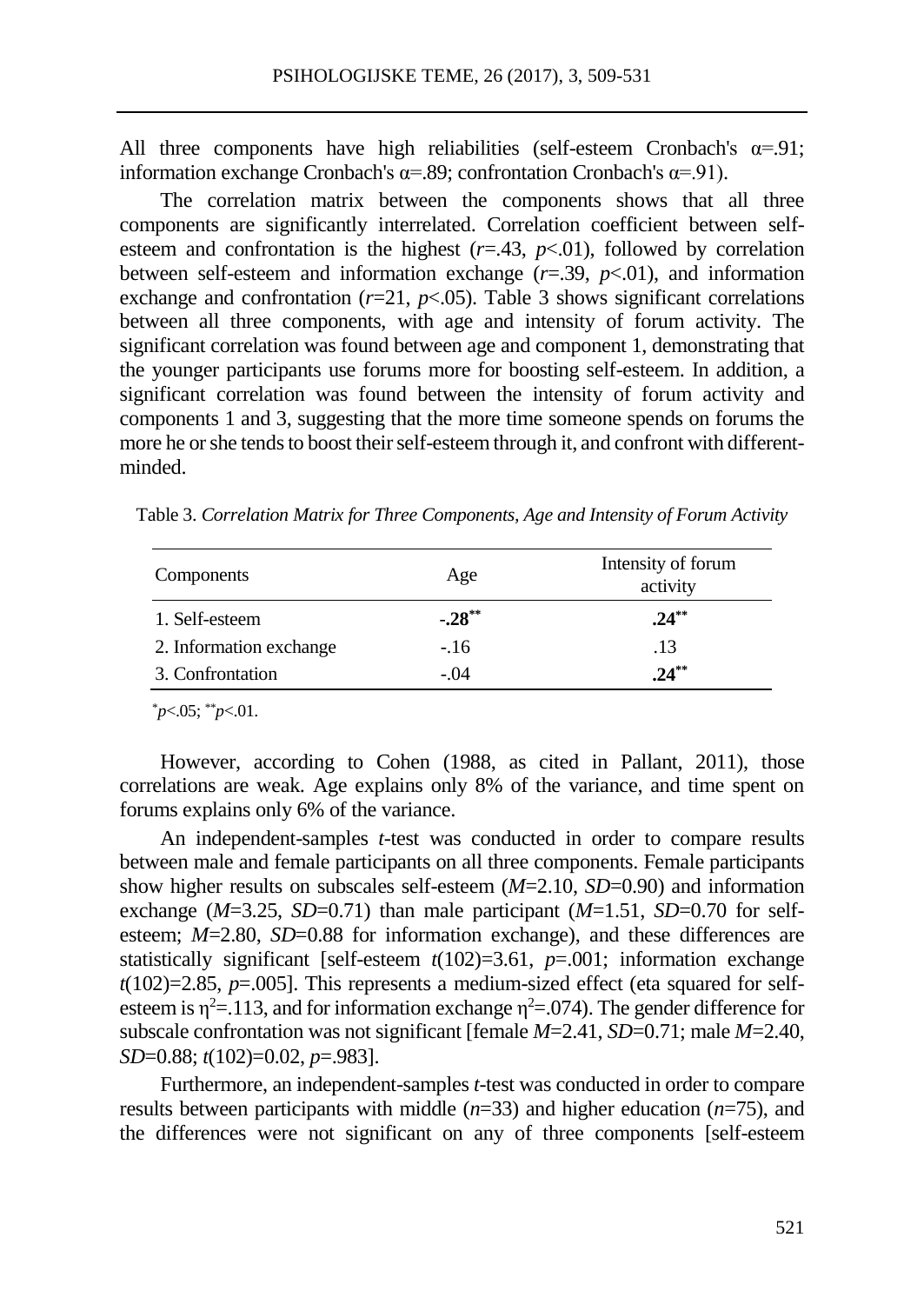All three components have high reliabilities (self-esteem Cronbach's α=.91; information exchange Cronbach's α=.89; confrontation Cronbach's α=.91).

The correlation matrix between the components shows that all three components are significantly interrelated. Correlation coefficient between self-esteem and confrontation is the highest ($r$=.43, $p$<.01), followed by correlation between self-esteem and information exchange ($r$=.39, $p$<.01), and information exchange and confrontation ($r$=21, $p$<.05). Table 3 shows significant correlations between all three components, with age and intensity of forum activity. The significant correlation was found between age and component 1, demonstrating that the younger participants use forums more for boosting self-esteem. In addition, a significant correlation was found between the intensity of forum activity and components 1 and 3, suggesting that the more time someone spends on forums the more he or she tends to boost their self-esteem through it, and confront with different-minded.

Table 3. *Correlation Matrix for Three Components, Age and Intensity of Forum Activity*

| Components | Age | Intensity of forum activity |
|---|---|---|
| 1. Self-esteem | **-.28**$^{**}$ | **.24**$^{**}$ |
| 2. Information exchange | -.16 | .13 |
| 3. Confrontation | -.04 | **.24**$^{**}$ |

$^{*}p$<.05; $^{**}p$<.01.

However, according to Cohen (1988, as cited in Pallant, 2011), those correlations are weak. Age explains only 8% of the variance, and time spent on forums explains only 6% of the variance.

An independent-samples $t$-test was conducted in order to compare results between male and female participants on all three components. Female participants show higher results on subscales self-esteem ($M$=2.10, $SD$=0.90) and information exchange ($M$=3.25, $SD$=0.71) than male participant ($M$=1.51, $SD$=0.70 for self-esteem; $M$=2.80, $SD$=0.88 for information exchange), and these differences are statistically significant [self-esteem $t(102)$=3.61, $p$=.001; information exchange $t(102)$=2.85, $p$=.005]. This represents a medium-sized effect (eta squared for self-esteem is $\eta^2$=.113, and for information exchange $\eta^2$=.074). The gender difference for subscale confrontation was not significant [female $M$=2.41, $SD$=0.71; male $M$=2.40, $SD$=0.88; $t(102)$=0.02, $p$=.983].

Furthermore, an independent-samples $t$-test was conducted in order to compare results between participants with middle ($n$=33) and higher education ($n$=75), and the differences were not significant on any of three components [self-esteem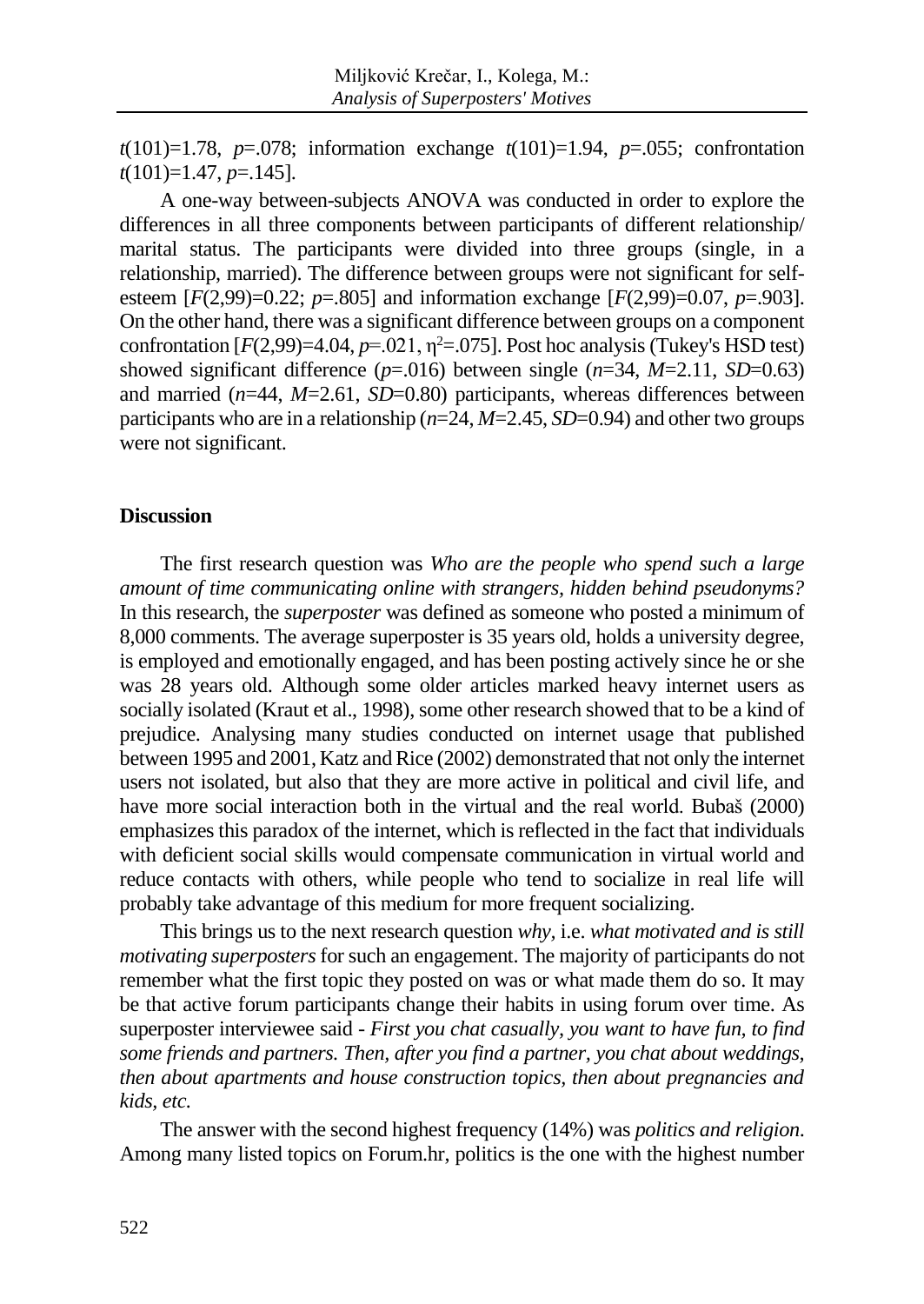$t(101)=1.78$, $p=.078$; information exchange $t(101)=1.94$, $p=.055$; confrontation $t(101)=1.47$, $p=.145$].

A one-way between-subjects ANOVA was conducted in order to explore the differences in all three components between participants of different relationship/marital status. The participants were divided into three groups (single, in a relationship, married). The difference between groups were not significant for self-esteem [$F(2,99)=0.22$; $p=.805$] and information exchange [$F(2,99)=0.07$, $p=.903$]. On the other hand, there was a significant difference between groups on a component confrontation [$F(2,99)=4.04$, $p=.021$, $\eta^2=.075$]. Post hoc analysis (Tukey's HSD test) showed significant difference ($p=.016$) between single ($n=34$, $M=2.11$, $SD=0.63$) and married ($n=44$, $M=2.61$, $SD=0.80$) participants, whereas differences between participants who are in a relationship ($n=24$, $M=2.45$, $SD=0.94$) and other two groups were not significant.

## Discussion

The first research question was *Who are the people who spend such a large amount of time communicating online with strangers, hidden behind pseudonyms?* In this research, the *superposter* was defined as someone who posted a minimum of 8,000 comments. The average superposter is 35 years old, holds a university degree, is employed and emotionally engaged, and has been posting actively since he or she was 28 years old. Although some older articles marked heavy internet users as socially isolated (Kraut et al., 1998), some other research showed that to be a kind of prejudice. Analysing many studies conducted on internet usage that published between 1995 and 2001, Katz and Rice (2002) demonstrated that not only the internet users not isolated, but also that they are more active in political and civil life, and have more social interaction both in the virtual and the real world. Bubaš (2000) emphasizes this paradox of the internet, which is reflected in the fact that individuals with deficient social skills would compensate communication in virtual world and reduce contacts with others, while people who tend to socialize in real life will probably take advantage of this medium for more frequent socializing.

This brings us to the next research question *why*, i.e. *what motivated and is still motivating superposters* for such an engagement. The majority of participants do not remember what the first topic they posted on was or what made them do so. It may be that active forum participants change their habits in using forum over time. As superposter interviewee said - *First you chat casually, you want to have fun, to find some friends and partners. Then, after you find a partner, you chat about weddings, then about apartments and house construction topics, then about pregnancies and kids, etc.*

The answer with the second highest frequency (14%) was *politics and religion*. Among many listed topics on Forum.hr, politics is the one with the highest number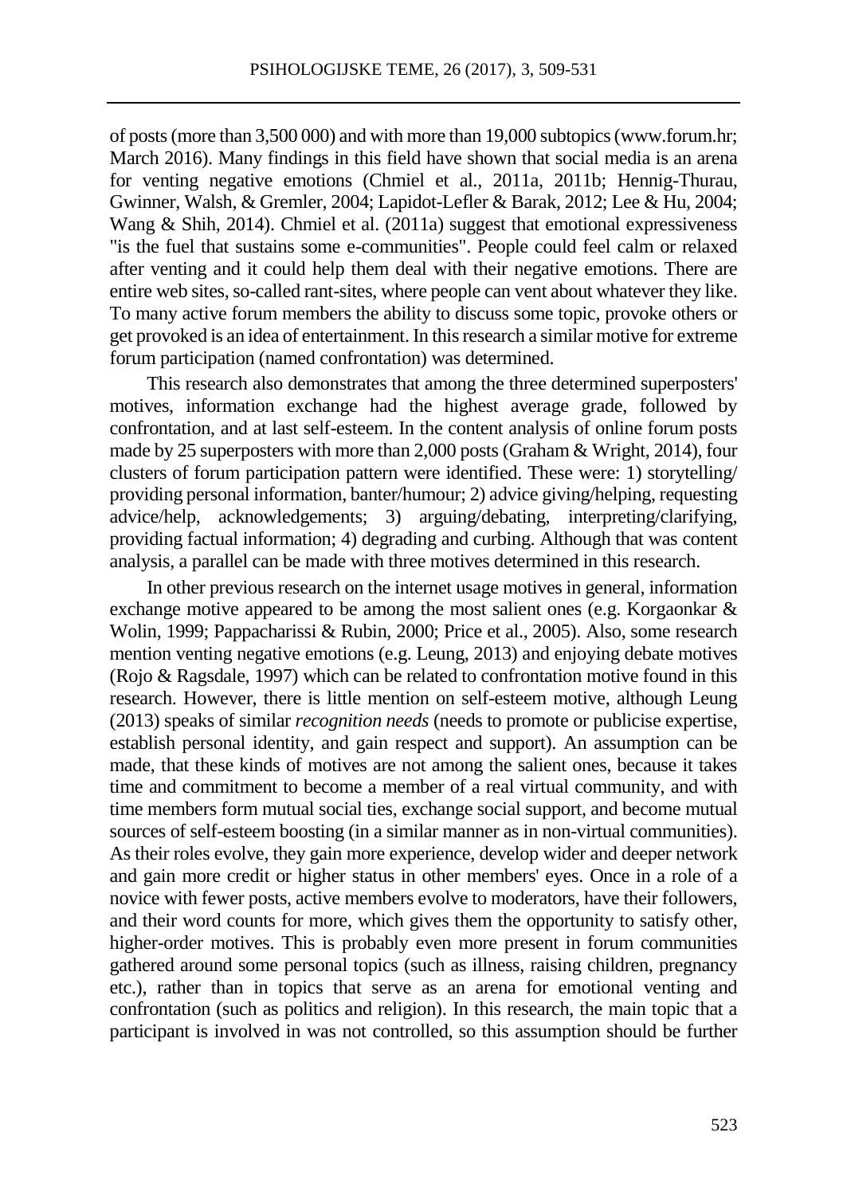of posts (more than 3,500 000) and with more than 19,000 subtopics (www.forum.hr; March 2016). Many findings in this field have shown that social media is an arena for venting negative emotions (Chmiel et al., 2011a, 2011b; Hennig-Thurau, Gwinner, Walsh, & Gremler, 2004; Lapidot-Lefler & Barak, 2012; Lee & Hu, 2004; Wang & Shih, 2014). Chmiel et al. (2011a) suggest that emotional expressiveness "is the fuel that sustains some e-communities". People could feel calm or relaxed after venting and it could help them deal with their negative emotions. There are entire web sites, so-called rant-sites, where people can vent about whatever they like. To many active forum members the ability to discuss some topic, provoke others or get provoked is an idea of entertainment. In this research a similar motive for extreme forum participation (named confrontation) was determined.

This research also demonstrates that among the three determined superposters' motives, information exchange had the highest average grade, followed by confrontation, and at last self-esteem. In the content analysis of online forum posts made by 25 superposters with more than 2,000 posts (Graham & Wright, 2014), four clusters of forum participation pattern were identified. These were: 1) storytelling/ providing personal information, banter/humour; 2) advice giving/helping, requesting advice/help, acknowledgements; 3) arguing/debating, interpreting/clarifying, providing factual information; 4) degrading and curbing. Although that was content analysis, a parallel can be made with three motives determined in this research.

In other previous research on the internet usage motives in general, information exchange motive appeared to be among the most salient ones (e.g. Korgaonkar & Wolin, 1999; Pappacharissi & Rubin, 2000; Price et al., 2005). Also, some research mention venting negative emotions (e.g. Leung, 2013) and enjoying debate motives (Rojo & Ragsdale, 1997) which can be related to confrontation motive found in this research. However, there is little mention on self-esteem motive, although Leung (2013) speaks of similar *recognition needs* (needs to promote or publicise expertise, establish personal identity, and gain respect and support). An assumption can be made, that these kinds of motives are not among the salient ones, because it takes time and commitment to become a member of a real virtual community, and with time members form mutual social ties, exchange social support, and become mutual sources of self-esteem boosting (in a similar manner as in non-virtual communities). As their roles evolve, they gain more experience, develop wider and deeper network and gain more credit or higher status in other members' eyes. Once in a role of a novice with fewer posts, active members evolve to moderators, have their followers, and their word counts for more, which gives them the opportunity to satisfy other, higher-order motives. This is probably even more present in forum communities gathered around some personal topics (such as illness, raising children, pregnancy etc.), rather than in topics that serve as an arena for emotional venting and confrontation (such as politics and religion). In this research, the main topic that a participant is involved in was not controlled, so this assumption should be further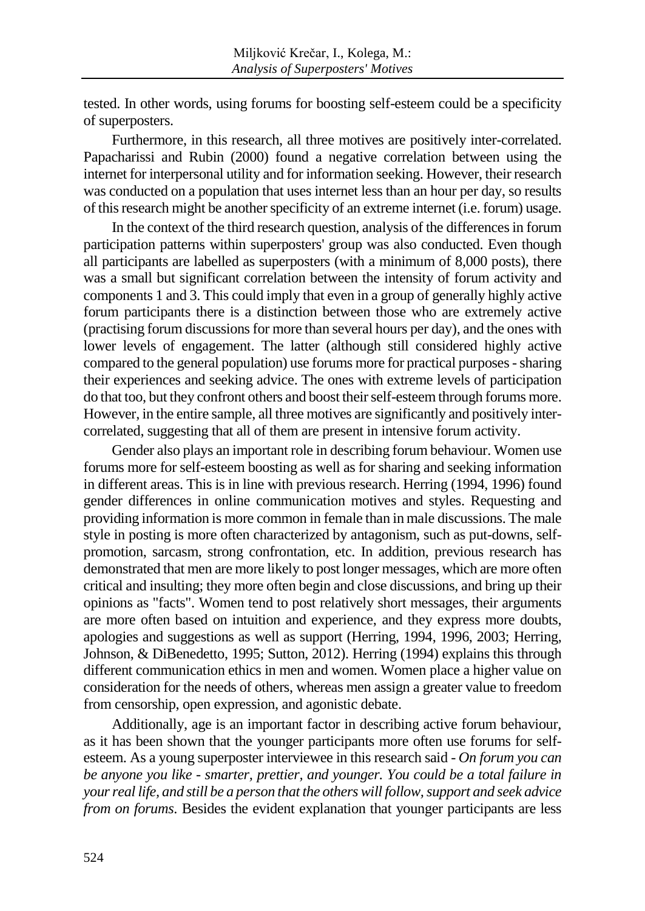tested. In other words, using forums for boosting self-esteem could be a specificity of superposters.

Furthermore, in this research, all three motives are positively inter-correlated. Papacharissi and Rubin (2000) found a negative correlation between using the internet for interpersonal utility and for information seeking. However, their research was conducted on a population that uses internet less than an hour per day, so results of this research might be another specificity of an extreme internet (i.e. forum) usage.

In the context of the third research question, analysis of the differences in forum participation patterns within superposters' group was also conducted. Even though all participants are labelled as superposters (with a minimum of 8,000 posts), there was a small but significant correlation between the intensity of forum activity and components 1 and 3. This could imply that even in a group of generally highly active forum participants there is a distinction between those who are extremely active (practising forum discussions for more than several hours per day), and the ones with lower levels of engagement. The latter (although still considered highly active compared to the general population) use forums more for practical purposes - sharing their experiences and seeking advice. The ones with extreme levels of participation do that too, but they confront others and boost their self-esteem through forums more. However, in the entire sample, all three motives are significantly and positively inter-correlated, suggesting that all of them are present in intensive forum activity.

Gender also plays an important role in describing forum behaviour. Women use forums more for self-esteem boosting as well as for sharing and seeking information in different areas. This is in line with previous research. Herring (1994, 1996) found gender differences in online communication motives and styles. Requesting and providing information is more common in female than in male discussions. The male style in posting is more often characterized by antagonism, such as put-downs, self-promotion, sarcasm, strong confrontation, etc. In addition, previous research has demonstrated that men are more likely to post longer messages, which are more often critical and insulting; they more often begin and close discussions, and bring up their opinions as "facts". Women tend to post relatively short messages, their arguments are more often based on intuition and experience, and they express more doubts, apologies and suggestions as well as support (Herring, 1994, 1996, 2003; Herring, Johnson, & DiBenedetto, 1995; Sutton, 2012). Herring (1994) explains this through different communication ethics in men and women. Women place a higher value on consideration for the needs of others, whereas men assign a greater value to freedom from censorship, open expression, and agonistic debate.

Additionally, age is an important factor in describing active forum behaviour, as it has been shown that the younger participants more often use forums for self-esteem. As a young superposter interviewee in this research said - *On forum you can be anyone you like - smarter, prettier, and younger. You could be a total failure in your real life, and still be a person that the others will follow, support and seek advice from on forums.* Besides the evident explanation that younger participants are less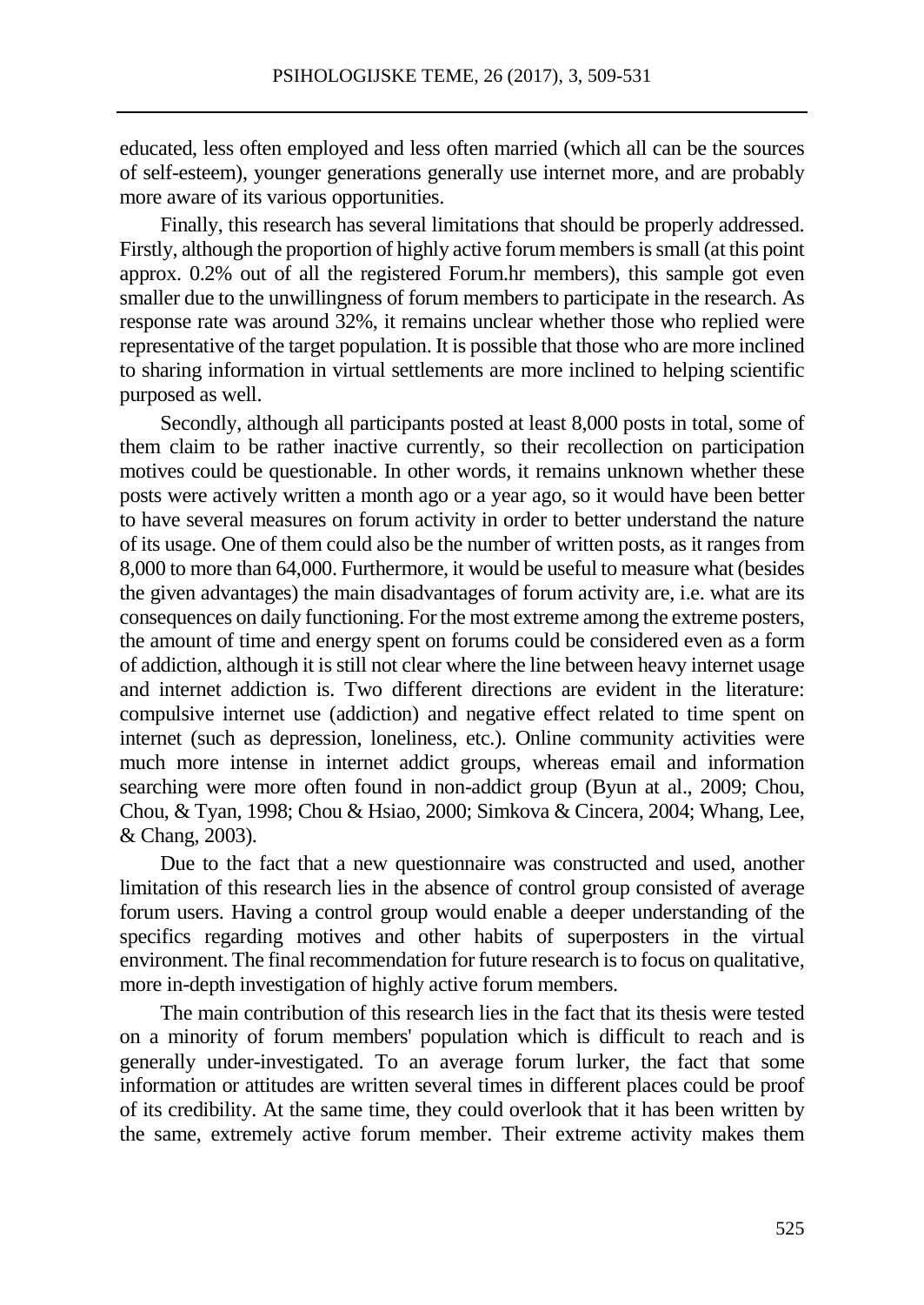educated, less often employed and less often married (which all can be the sources of self-esteem), younger generations generally use internet more, and are probably more aware of its various opportunities.

Finally, this research has several limitations that should be properly addressed. Firstly, although the proportion of highly active forum members is small (at this point approx. 0.2% out of all the registered Forum.hr members), this sample got even smaller due to the unwillingness of forum members to participate in the research. As response rate was around 32%, it remains unclear whether those who replied were representative of the target population. It is possible that those who are more inclined to sharing information in virtual settlements are more inclined to helping scientific purposed as well.

Secondly, although all participants posted at least 8,000 posts in total, some of them claim to be rather inactive currently, so their recollection on participation motives could be questionable. In other words, it remains unknown whether these posts were actively written a month ago or a year ago, so it would have been better to have several measures on forum activity in order to better understand the nature of its usage. One of them could also be the number of written posts, as it ranges from 8,000 to more than 64,000. Furthermore, it would be useful to measure what (besides the given advantages) the main disadvantages of forum activity are, i.e. what are its consequences on daily functioning. For the most extreme among the extreme posters, the amount of time and energy spent on forums could be considered even as a form of addiction, although it is still not clear where the line between heavy internet usage and internet addiction is. Two different directions are evident in the literature: compulsive internet use (addiction) and negative effect related to time spent on internet (such as depression, loneliness, etc.). Online community activities were much more intense in internet addict groups, whereas email and information searching were more often found in non-addict group (Byun at al., 2009; Chou, Chou, & Tyan, 1998; Chou & Hsiao, 2000; Simkova & Cincera, 2004; Whang, Lee, & Chang, 2003).

Due to the fact that a new questionnaire was constructed and used, another limitation of this research lies in the absence of control group consisted of average forum users. Having a control group would enable a deeper understanding of the specifics regarding motives and other habits of superposters in the virtual environment. The final recommendation for future research is to focus on qualitative, more in-depth investigation of highly active forum members.

The main contribution of this research lies in the fact that its thesis were tested on a minority of forum members' population which is difficult to reach and is generally under-investigated. To an average forum lurker, the fact that some information or attitudes are written several times in different places could be proof of its credibility. At the same time, they could overlook that it has been written by the same, extremely active forum member. Their extreme activity makes them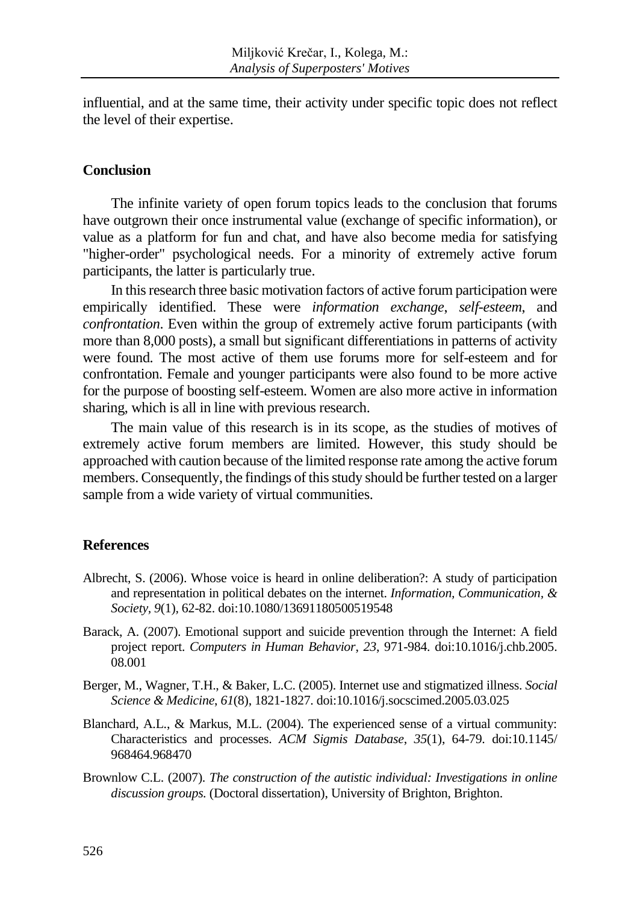influential, and at the same time, their activity under specific topic does not reflect the level of their expertise.

## Conclusion

The infinite variety of open forum topics leads to the conclusion that forums have outgrown their once instrumental value (exchange of specific information), or value as a platform for fun and chat, and have also become media for satisfying "higher-order" psychological needs. For a minority of extremely active forum participants, the latter is particularly true.

In this research three basic motivation factors of active forum participation were empirically identified. These were *information exchange*, *self-esteem*, and *confrontation*. Even within the group of extremely active forum participants (with more than 8,000 posts), a small but significant differentiations in patterns of activity were found. The most active of them use forums more for self-esteem and for confrontation. Female and younger participants were also found to be more active for the purpose of boosting self-esteem. Women are also more active in information sharing, which is all in line with previous research.

The main value of this research is in its scope, as the studies of motives of extremely active forum members are limited. However, this study should be approached with caution because of the limited response rate among the active forum members. Consequently, the findings of this study should be further tested on a larger sample from a wide variety of virtual communities.

## References

Albrecht, S. (2006). Whose voice is heard in online deliberation?: A study of participation and representation in political debates on the internet. *Information, Communication, & Society*, *9*(1), 62-82. doi:10.1080/13691180500519548

Barack, A. (2007). Emotional support and suicide prevention through the Internet: A field project report. *Computers in Human Behavior*, *23*, 971-984. doi:10.1016/j.chb.2005.08.001

Berger, M., Wagner, T.H., & Baker, L.C. (2005). Internet use and stigmatized illness. *Social Science & Medicine*, *61*(8), 1821-1827. doi:10.1016/j.socscimed.2005.03.025

Blanchard, A.L., & Markus, M.L. (2004). The experienced sense of a virtual community: Characteristics and processes. *ACM Sigmis Database*, *35*(1), 64-79. doi:10.1145/968464.968470

Brownlow C.L. (2007). *The construction of the autistic individual: Investigations in online discussion groups.* (Doctoral dissertation), University of Brighton, Brighton.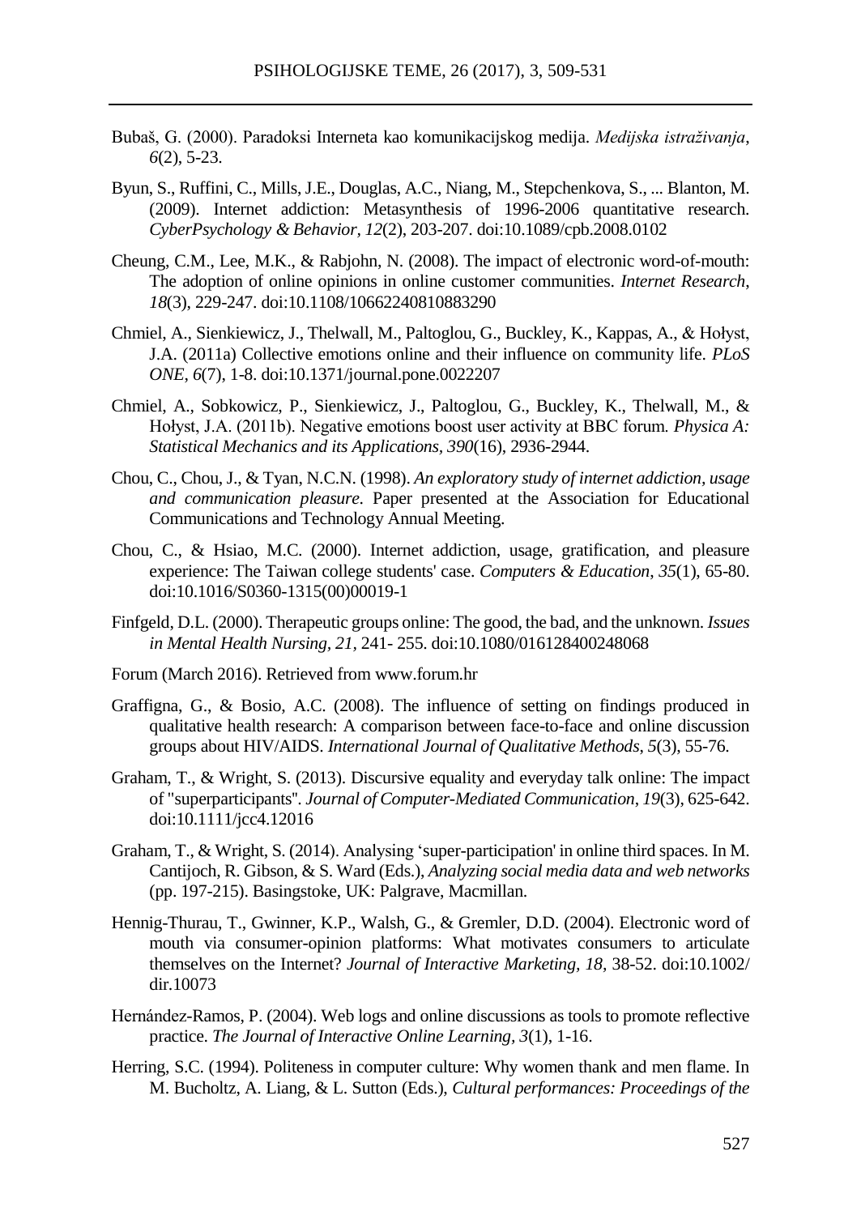Bubaš, G. (2000). Paradoksi Interneta kao komunikacijskog medija. *Medijska istraživanja*, *6*(2), 5-23.

Byun, S., Ruffini, C., Mills, J.E., Douglas, A.C., Niang, M., Stepchenkova, S., ... Blanton, M. (2009). Internet addiction: Metasynthesis of 1996-2006 quantitative research. *CyberPsychology & Behavior*, *12*(2), 203-207. doi:10.1089/cpb.2008.0102

Cheung, C.M., Lee, M.K., & Rabjohn, N. (2008). The impact of electronic word-of-mouth: The adoption of online opinions in online customer communities. *Internet Research*, *18*(3), 229-247. doi:10.1108/10662240810883290

Chmiel, A., Sienkiewicz, J., Thelwall, M., Paltoglou, G., Buckley, K., Kappas, A., & Hołyst, J.A. (2011a) Collective emotions online and their influence on community life. *PLoS ONE*, *6*(7), 1-8. doi:10.1371/journal.pone.0022207

Chmiel, A., Sobkowicz, P., Sienkiewicz, J., Paltoglou, G., Buckley, K., Thelwall, M., & Hołyst, J.A. (2011b). Negative emotions boost user activity at BBC forum. *Physica A: Statistical Mechanics and its Applications*, *390*(16), 2936-2944.

Chou, C., Chou, J., & Tyan, N.C.N. (1998). *An exploratory study of internet addiction, usage and communication pleasure*. Paper presented at the Association for Educational Communications and Technology Annual Meeting.

Chou, C., & Hsiao, M.C. (2000). Internet addiction, usage, gratification, and pleasure experience: The Taiwan college students' case. *Computers & Education*, *35*(1), 65-80. doi:10.1016/S0360-1315(00)00019-1

Finfgeld, D.L. (2000). Therapeutic groups online: The good, the bad, and the unknown. *Issues in Mental Health Nursing*, *21*, 241- 255. doi:10.1080/016128400248068

Forum (March 2016). Retrieved from www.forum.hr

Graffigna, G., & Bosio, A.C. (2008). The influence of setting on findings produced in qualitative health research: A comparison between face-to-face and online discussion groups about HIV/AIDS. *International Journal of Qualitative Methods*, *5*(3), 55-76.

Graham, T., & Wright, S. (2013). Discursive equality and everyday talk online: The impact of "superparticipants". *Journal of Computer-Mediated Communication*, *19*(3), 625-642. doi:10.1111/jcc4.12016

Graham, T., & Wright, S. (2014). Analysing 'super-participation' in online third spaces. In M. Cantijoch, R. Gibson, & S. Ward (Eds.), *Analyzing social media data and web networks* (pp. 197-215). Basingstoke, UK: Palgrave, Macmillan.

Hennig-Thurau, T., Gwinner, K.P., Walsh, G., & Gremler, D.D. (2004). Electronic word of mouth via consumer-opinion platforms: What motivates consumers to articulate themselves on the Internet? *Journal of Interactive Marketing*, *18*, 38-52. doi:10.1002/dir.10073

Hernández-Ramos, P. (2004). Web logs and online discussions as tools to promote reflective practice. *The Journal of Interactive Online Learning*, *3*(1), 1-16.

Herring, S.C. (1994). Politeness in computer culture: Why women thank and men flame. In M. Bucholtz, A. Liang, & L. Sutton (Eds.), *Cultural performances: Proceedings of the*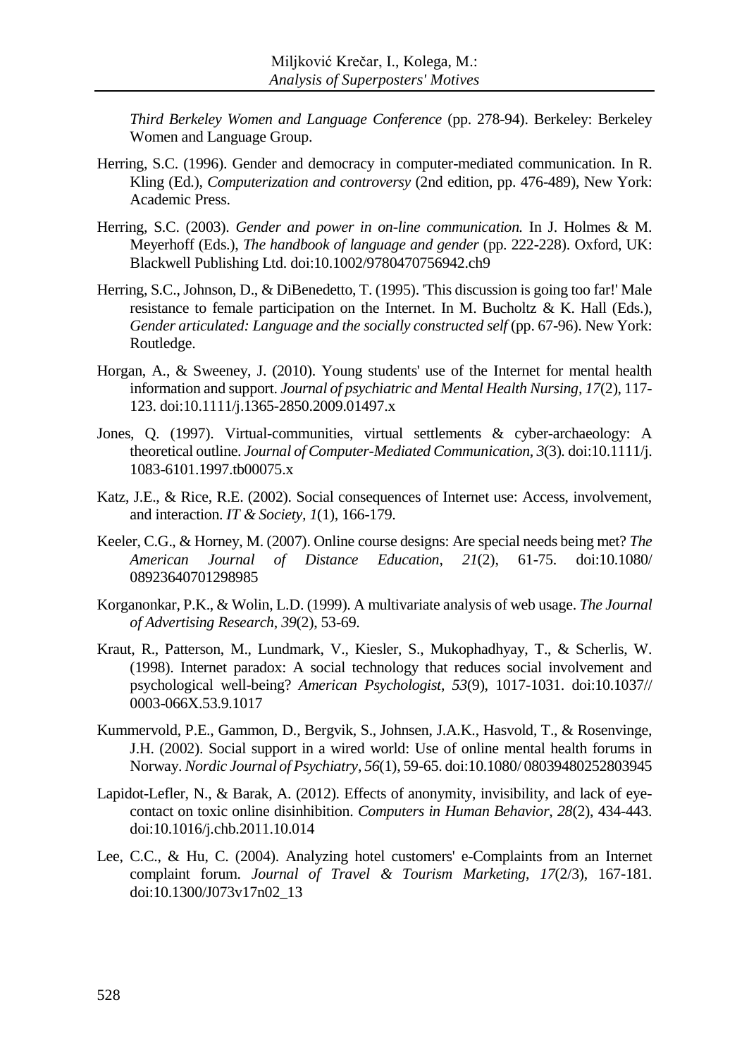*Third Berkeley Women and Language Conference* (pp. 278-94). Berkeley: Berkeley Women and Language Group.

Herring, S.C. (1996). Gender and democracy in computer-mediated communication. In R. Kling (Ed.), *Computerization and controversy* (2nd edition, pp. 476-489), New York: Academic Press.

Herring, S.C. (2003). *Gender and power in on-line communication.* In J. Holmes & M. Meyerhoff (Eds.), *The handbook of language and gender* (pp. 222-228). Oxford, UK: Blackwell Publishing Ltd. doi:10.1002/9780470756942.ch9

Herring, S.C., Johnson, D., & DiBenedetto, T. (1995). 'This discussion is going too far!' Male resistance to female participation on the Internet. In M. Bucholtz & K. Hall (Eds.), *Gender articulated: Language and the socially constructed self* (pp. 67-96). New York: Routledge.

Horgan, A., & Sweeney, J. (2010). Young students' use of the Internet for mental health information and support. *Journal of psychiatric and Mental Health Nursing*, *17*(2), 117-123. doi:10.1111/j.1365-2850.2009.01497.x

Jones, Q. (1997). Virtual-communities, virtual settlements & cyber-archaeology: A theoretical outline. *Journal of Computer-Mediated Communication*, *3*(3). doi:10.1111/j. 1083-6101.1997.tb00075.x

Katz, J.E., & Rice, R.E. (2002). Social consequences of Internet use: Access, involvement, and interaction. *IT & Society, 1*(1), 166-179.

Keeler, C.G., & Horney, M. (2007). Online course designs: Are special needs being met? *The American Journal of Distance Education*, *21*(2), 61-75. doi:10.1080/ 08923640701298985

Korganonkar, P.K., & Wolin, L.D. (1999). A multivariate analysis of web usage. *The Journal of Advertising Research*, *39*(2), 53-69.

Kraut, R., Patterson, M., Lundmark, V., Kiesler, S., Mukophadhyay, T., & Scherlis, W. (1998). Internet paradox: A social technology that reduces social involvement and psychological well-being? *American Psychologist*, *53*(9), 1017-1031. doi:10.1037// 0003-066X.53.9.1017

Kummervold, P.E., Gammon, D., Bergvik, S., Johnsen, J.A.K., Hasvold, T., & Rosenvinge, J.H. (2002). Social support in a wired world: Use of online mental health forums in Norway. *Nordic Journal of Psychiatry*, *56*(1), 59-65. doi:10.1080/ 08039480252803945

Lapidot-Lefler, N., & Barak, A. (2012). Effects of anonymity, invisibility, and lack of eye-contact on toxic online disinhibition. *Computers in Human Behavior, 28*(2), 434-443. doi:10.1016/j.chb.2011.10.014

Lee, C.C., & Hu, C. (2004). Analyzing hotel customers' e-Complaints from an Internet complaint forum. *Journal of Travel & Tourism Marketing*, *17*(2/3), 167-181. doi:10.1300/J073v17n02_13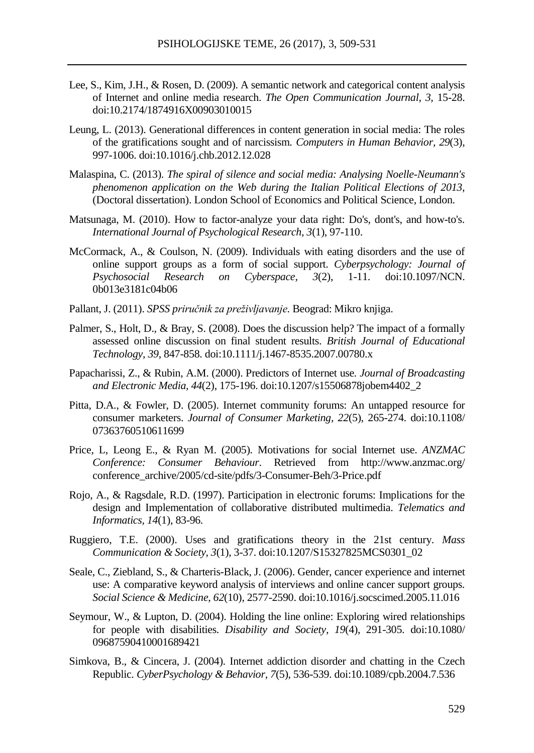Lee, S., Kim, J.H., & Rosen, D. (2009). A semantic network and categorical content analysis of Internet and online media research. *The Open Communication Journal*, *3*, 15-28. doi:10.2174/1874916X00903010015

Leung, L. (2013). Generational differences in content generation in social media: The roles of the gratifications sought and of narcissism. *Computers in Human Behavior, 29*(3), 997-1006. doi:10.1016/j.chb.2012.12.028

Malaspina, C. (2013). *The spiral of silence and social media: Analysing Noelle-Neumann's phenomenon application on the Web during the Italian Political Elections of 2013,* (Doctoral dissertation). London School of Economics and Political Science, London.

Matsunaga, M. (2010). How to factor-analyze your data right: Do's, dont's, and how-to's. *International Journal of Psychological Research, 3*(1), 97-110.

McCormack, A., & Coulson, N. (2009). Individuals with eating disorders and the use of online support groups as a form of social support. *Cyberpsychology: Journal of Psychosocial Research on Cyberspace*, *3*(2), 1-11. doi:10.1097/NCN.0b013e3181c04b06

Pallant, J. (2011). *SPSS priručnik za preživljavanje*. Beograd: Mikro knjiga.

Palmer, S., Holt, D., & Bray, S. (2008). Does the discussion help? The impact of a formally assessed online discussion on final student results. *British Journal of Educational Technology, 39*, 847-858. doi:10.1111/j.1467-8535.2007.00780.x

Papacharissi, Z., & Rubin, A.M. (2000). Predictors of Internet use. *Journal of Broadcasting and Electronic Media, 44*(2), 175-196. doi:10.1207/s15506878jobem4402_2

Pitta, D.A., & Fowler, D. (2005). Internet community forums: An untapped resource for consumer marketers. *Journal of Consumer Marketing*, *22*(5), 265-274. doi:10.1108/07363760510611699

Price, L, Leong E., & Ryan M. (2005). Motivations for social Internet use. *ANZMAC Conference: Consumer Behaviour*. Retrieved from http://www.anzmac.org/conference_archive/2005/cd-site/pdfs/3-Consumer-Beh/3-Price.pdf

Rojo, A., & Ragsdale, R.D. (1997). Participation in electronic forums: Implications for the design and Implementation of collaborative distributed multimedia. *Telematics and Informatics*, *14*(1), 83-96.

Ruggiero, T.E. (2000). Uses and gratifications theory in the 21st century. *Mass Communication & Society, 3*(1), 3-37. doi:10.1207/S15327825MCS0301_02

Seale, C., Ziebland, S., & Charteris-Black, J. (2006). Gender, cancer experience and internet use: A comparative keyword analysis of interviews and online cancer support groups. *Social Science & Medicine*, *62*(10), 2577-2590. doi:10.1016/j.socscimed.2005.11.016

Seymour, W., & Lupton, D. (2004). Holding the line online: Exploring wired relationships for people with disabilities. *Disability and Society*, *19*(4), 291-305. doi:10.1080/09687590410001689421

Simkova, B., & Cincera, J. (2004). Internet addiction disorder and chatting in the Czech Republic. *CyberPsychology & Behavior, 7*(5), 536-539. doi:10.1089/cpb.2004.7.536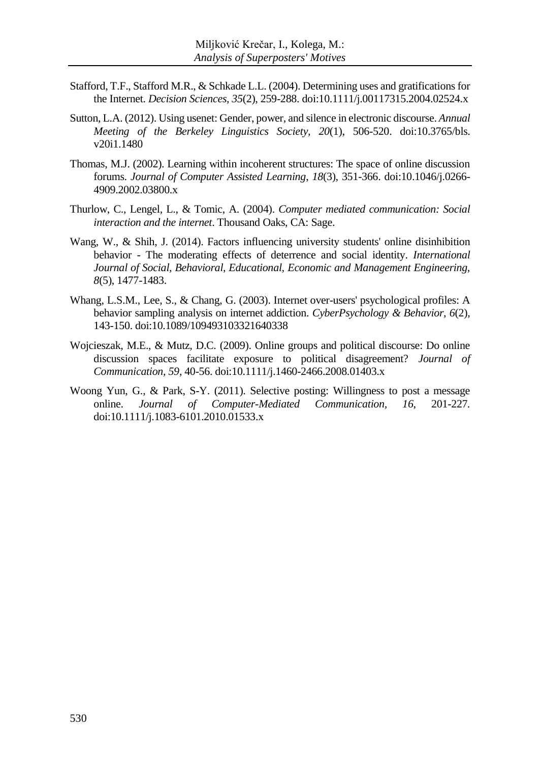Stafford, T.F., Stafford M.R., & Schkade L.L. (2004). Determining uses and gratifications for the Internet. *Decision Sciences, 35*(2), 259-288. doi:10.1111/j.00117315.2004.02524.x

Sutton, L.A. (2012). Using usenet: Gender, power, and silence in electronic discourse. *Annual Meeting of the Berkeley Linguistics Society, 20*(1), 506-520. doi:10.3765/bls.v20i1.1480

Thomas, M.J. (2002). Learning within incoherent structures: The space of online discussion forums. *Journal of Computer Assisted Learning*, *18*(3), 351-366. doi:10.1046/j.0266-4909.2002.03800.x

Thurlow, C., Lengel, L., & Tomic, A. (2004). *Computer mediated communication: Social interaction and the internet*. Thousand Oaks, CA: Sage.

Wang, W., & Shih, J. (2014). Factors influencing university students' online disinhibition behavior - The moderating effects of deterrence and social identity. *International Journal of Social, Behavioral, Educational, Economic and Management Engineering, 8*(5), 1477-1483.

Whang, L.S.M., Lee, S., & Chang, G. (2003). Internet over-users' psychological profiles: A behavior sampling analysis on internet addiction. *CyberPsychology & Behavior*, *6*(2), 143-150. doi:10.1089/109493103321640338

Wojcieszak, M.E., & Mutz, D.C. (2009). Online groups and political discourse: Do online discussion spaces facilitate exposure to political disagreement? *Journal of Communication, 59*, 40-56. doi:10.1111/j.1460-2466.2008.01403.x

Woong Yun, G., & Park, S-Y. (2011). Selective posting: Willingness to post a message online. *Journal of Computer-Mediated Communication*, *16*, 201-227. doi:10.1111/j.1083-6101.2010.01533.x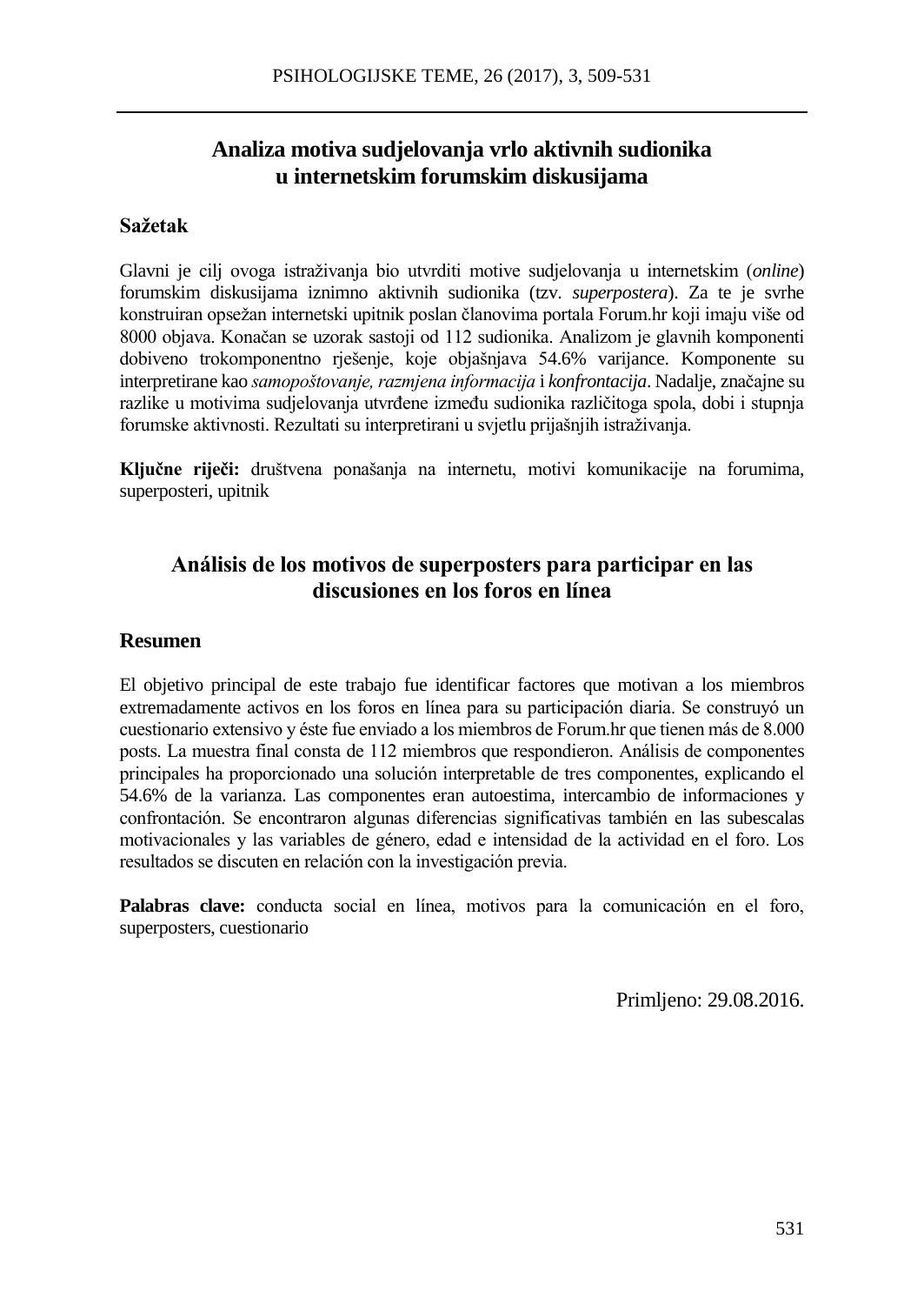## Analiza motiva sudjelovanja vrlo aktivnih sudionika u internetskim forumskim diskusijama

### Sažetak

Glavni je cilj ovoga istraživanja bio utvrditi motive sudjelovanja u internetskim (*online*) forumskim diskusijama iznimno aktivnih sudionika (tzv. *superpostera*). Za te je svrhe konstruiran opsežan internetski upitnik poslan članovima portala Forum.hr koji imaju više od 8000 objava. Konačan se uzorak sastoji od 112 sudionika. Analizom je glavnih komponenti dobiveno trokomponentno rješenje, koje objašnjava 54.6% varijance. Komponente su interpretirane kao *samopoštovanje, razmjena informacija* i *konfrontacija*. Nadalje, značajne su razlike u motivima sudjelovanja utvrđene između sudionika različitoga spola, dobi i stupnja forumske aktivnosti. Rezultati su interpretirani u svjetlu prijašnjih istraživanja.

**Ključne riječi:** društvena ponašanja na internetu, motivi komunikacije na forumima, superposteri, upitnik

## Análisis de los motivos de superposters para participar en las discusiones en los foros en línea

### Resumen

El objetivo principal de este trabajo fue identificar factores que motivan a los miembros extremadamente activos en los foros en línea para su participación diaria. Se construyó un cuestionario extensivo y éste fue enviado a los miembros de Forum.hr que tienen más de 8.000 posts. La muestra final consta de 112 miembros que respondieron. Análisis de componentes principales ha proporcionado una solución interpretable de tres componentes, explicando el 54.6% de la varianza. Las componentes eran autoestima, intercambio de informaciones y confrontación. Se encontraron algunas diferencias significativas también en las subescalas motivacionales y las variables de género, edad e intensidad de la actividad en el foro. Los resultados se discuten en relación con la investigación previa.

**Palabras clave:** conducta social en línea, motivos para la comunicación en el foro, superposters, cuestionario

Primljeno: 29.08.2016.